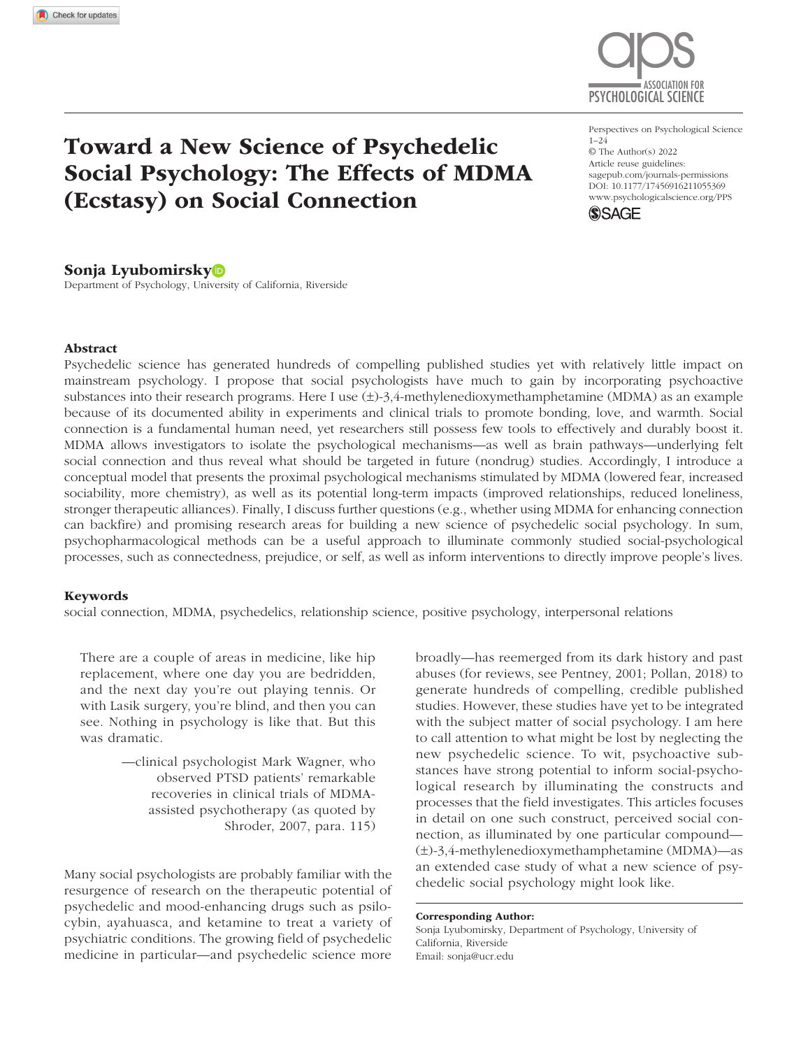# Toward a New Science of Psychedelic Social Psychology: The Effects of MDMA (Ecstasy) on Social Connection

Perspectives on Psychological Science
1–24
© The Author(s) 2022
Article reuse guidelines:
sagepub.com/journals-permissions
DOI: 10.1177/17456916211055369
www.psychologicalscience.org/PPS

**Sonja Lyubomirsky**
Department of Psychology, University of California, Riverside

## Abstract

Psychedelic science has generated hundreds of compelling published studies yet with relatively little impact on mainstream psychology. I propose that social psychologists have much to gain by incorporating psychoactive substances into their research programs. Here I use (±)-3,4-methylenedioxymethamphetamine (MDMA) as an example because of its documented ability in experiments and clinical trials to promote bonding, love, and warmth. Social connection is a fundamental human need, yet researchers still possess few tools to effectively and durably boost it. MDMA allows investigators to isolate the psychological mechanisms—as well as brain pathways—underlying felt social connection and thus reveal what should be targeted in future (nondrug) studies. Accordingly, I introduce a conceptual model that presents the proximal psychological mechanisms stimulated by MDMA (lowered fear, increased sociability, more chemistry), as well as its potential long-term impacts (improved relationships, reduced loneliness, stronger therapeutic alliances). Finally, I discuss further questions (e.g., whether using MDMA for enhancing connection can backfire) and promising research areas for building a new science of psychedelic social psychology. In sum, psychopharmacological methods can be a useful approach to illuminate commonly studied social-psychological processes, such as connectedness, prejudice, or self, as well as inform interventions to directly improve people's lives.

## Keywords

social connection, MDMA, psychedelics, relationship science, positive psychology, interpersonal relations

> There are a couple of areas in medicine, like hip replacement, where one day you are bedridden, and the next day you're out playing tennis. Or with Lasik surgery, you're blind, and then you can see. Nothing in psychology is like that. But this was dramatic.
>
> —clinical psychologist Mark Wagner, who observed PTSD patients' remarkable recoveries in clinical trials of MDMA-assisted psychotherapy (as quoted by Shroder, 2007, para. 115)

Many social psychologists are probably familiar with the resurgence of research on the therapeutic potential of psychedelic and mood-enhancing drugs such as psilocybin, ayahuasca, and ketamine to treat a variety of psychiatric conditions. The growing field of psychedelic medicine in particular—and psychedelic science more broadly—has reemerged from its dark history and past abuses (for reviews, see Pentney, 2001; Pollan, 2018) to generate hundreds of compelling, credible published studies. However, these studies have yet to be integrated with the subject matter of social psychology. I am here to call attention to what might be lost by neglecting the new psychedelic science. To wit, psychoactive substances have strong potential to inform social-psychological research by illuminating the constructs and processes that the field investigates. This articles focuses in detail on one such construct, perceived social connection, as illuminated by one particular compound—(±)-3,4-methylenedioxymethamphetamine (MDMA)—as an extended case study of what a new science of psychedelic social psychology might look like.

**Corresponding Author:**
Sonja Lyubomirsky, Department of Psychology, University of California, Riverside
Email: sonja@ucr.edu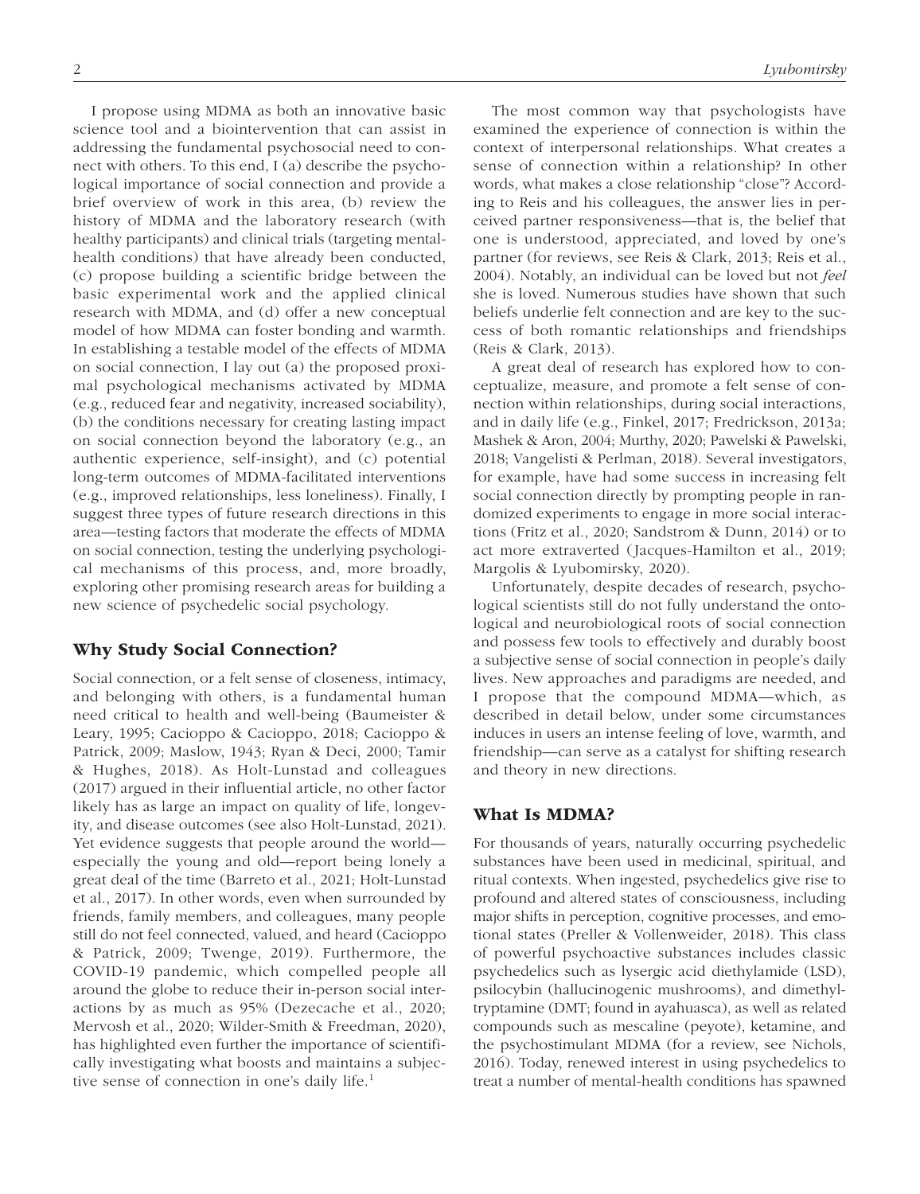I propose using MDMA as both an innovative basic science tool and a biointervention that can assist in addressing the fundamental psychosocial need to connect with others. To this end, I (a) describe the psychological importance of social connection and provide a brief overview of work in this area, (b) review the history of MDMA and the laboratory research (with healthy participants) and clinical trials (targeting mental-health conditions) that have already been conducted, (c) propose building a scientific bridge between the basic experimental work and the applied clinical research with MDMA, and (d) offer a new conceptual model of how MDMA can foster bonding and warmth. In establishing a testable model of the effects of MDMA on social connection, I lay out (a) the proposed proximal psychological mechanisms activated by MDMA (e.g., reduced fear and negativity, increased sociability), (b) the conditions necessary for creating lasting impact on social connection beyond the laboratory (e.g., an authentic experience, self-insight), and (c) potential long-term outcomes of MDMA-facilitated interventions (e.g., improved relationships, less loneliness). Finally, I suggest three types of future research directions in this area—testing factors that moderate the effects of MDMA on social connection, testing the underlying psychological mechanisms of this process, and, more broadly, exploring other promising research areas for building a new science of psychedelic social psychology.

## Why Study Social Connection?

Social connection, or a felt sense of closeness, intimacy, and belonging with others, is a fundamental human need critical to health and well-being (Baumeister & Leary, 1995; Cacioppo & Cacioppo, 2018; Cacioppo & Patrick, 2009; Maslow, 1943; Ryan & Deci, 2000; Tamir & Hughes, 2018). As Holt-Lunstad and colleagues (2017) argued in their influential article, no other factor likely has as large an impact on quality of life, longevity, and disease outcomes (see also Holt-Lunstad, 2021). Yet evidence suggests that people around the world—especially the young and old—report being lonely a great deal of the time (Barreto et al., 2021; Holt-Lunstad et al., 2017). In other words, even when surrounded by friends, family members, and colleagues, many people still do not feel connected, valued, and heard (Cacioppo & Patrick, 2009; Twenge, 2019). Furthermore, the COVID-19 pandemic, which compelled people all around the globe to reduce their in-person social interactions by as much as 95% (Dezecache et al., 2020; Mervosh et al., 2020; Wilder-Smith & Freedman, 2020), has highlighted even further the importance of scientifically investigating what boosts and maintains a subjective sense of connection in one's daily life.[1]

The most common way that psychologists have examined the experience of connection is within the context of interpersonal relationships. What creates a sense of connection within a relationship? In other words, what makes a close relationship "close"? According to Reis and his colleagues, the answer lies in perceived partner responsiveness—that is, the belief that one is understood, appreciated, and loved by one's partner (for reviews, see Reis & Clark, 2013; Reis et al., 2004). Notably, an individual can be loved but not *feel* she is loved. Numerous studies have shown that such beliefs underlie felt connection and are key to the success of both romantic relationships and friendships (Reis & Clark, 2013).

A great deal of research has explored how to conceptualize, measure, and promote a felt sense of connection within relationships, during social interactions, and in daily life (e.g., Finkel, 2017; Fredrickson, 2013a; Mashek & Aron, 2004; Murthy, 2020; Pawelski & Pawelski, 2018; Vangelisti & Perlman, 2018). Several investigators, for example, have had some success in increasing felt social connection directly by prompting people in randomized experiments to engage in more social interactions (Fritz et al., 2020; Sandstrom & Dunn, 2014) or to act more extraverted (Jacques-Hamilton et al., 2019; Margolis & Lyubomirsky, 2020).

Unfortunately, despite decades of research, psychological scientists still do not fully understand the ontological and neurobiological roots of social connection and possess few tools to effectively and durably boost a subjective sense of social connection in people's daily lives. New approaches and paradigms are needed, and I propose that the compound MDMA—which, as described in detail below, under some circumstances induces in users an intense feeling of love, warmth, and friendship—can serve as a catalyst for shifting research and theory in new directions.

## What Is MDMA?

For thousands of years, naturally occurring psychedelic substances have been used in medicinal, spiritual, and ritual contexts. When ingested, psychedelics give rise to profound and altered states of consciousness, including major shifts in perception, cognitive processes, and emotional states (Preller & Vollenweider, 2018). This class of powerful psychoactive substances includes classic psychedelics such as lysergic acid diethylamide (LSD), psilocybin (hallucinogenic mushrooms), and dimethyltryptamine (DMT; found in ayahuasca), as well as related compounds such as mescaline (peyote), ketamine, and the psychostimulant MDMA (for a review, see Nichols, 2016). Today, renewed interest in using psychedelics to treat a number of mental-health conditions has spawned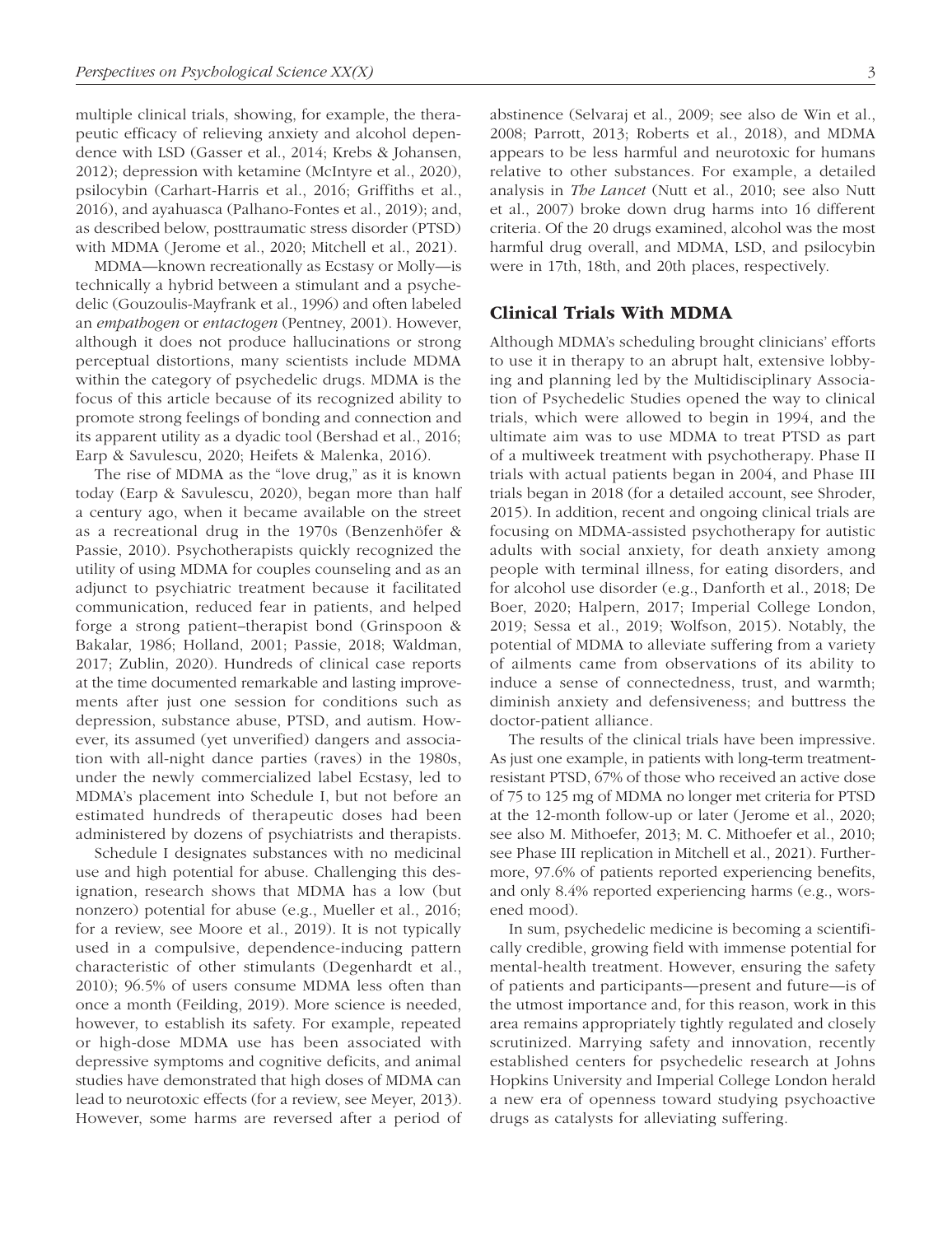multiple clinical trials, showing, for example, the therapeutic efficacy of relieving anxiety and alcohol dependence with LSD (Gasser et al., 2014; Krebs & Johansen, 2012); depression with ketamine (McIntyre et al., 2020), psilocybin (Carhart-Harris et al., 2016; Griffiths et al., 2016), and ayahuasca (Palhano-Fontes et al., 2019); and, as described below, posttraumatic stress disorder (PTSD) with MDMA (Jerome et al., 2020; Mitchell et al., 2021).

MDMA—known recreationally as Ecstasy or Molly—is technically a hybrid between a stimulant and a psychedelic (Gouzoulis-Mayfrank et al., 1996) and often labeled an *empathogen* or *entactogen* (Pentney, 2001). However, although it does not produce hallucinations or strong perceptual distortions, many scientists include MDMA within the category of psychedelic drugs. MDMA is the focus of this article because of its recognized ability to promote strong feelings of bonding and connection and its apparent utility as a dyadic tool (Bershad et al., 2016; Earp & Savulescu, 2020; Heifets & Malenka, 2016).

The rise of MDMA as the "love drug," as it is known today (Earp & Savulescu, 2020), began more than half a century ago, when it became available on the street as a recreational drug in the 1970s (Benzenhöfer & Passie, 2010). Psychotherapists quickly recognized the utility of using MDMA for couples counseling and as an adjunct to psychiatric treatment because it facilitated communication, reduced fear in patients, and helped forge a strong patient–therapist bond (Grinspoon & Bakalar, 1986; Holland, 2001; Passie, 2018; Waldman, 2017; Zublin, 2020). Hundreds of clinical case reports at the time documented remarkable and lasting improvements after just one session for conditions such as depression, substance abuse, PTSD, and autism. However, its assumed (yet unverified) dangers and association with all-night dance parties (raves) in the 1980s, under the newly commercialized label Ecstasy, led to MDMA's placement into Schedule I, but not before an estimated hundreds of therapeutic doses had been administered by dozens of psychiatrists and therapists.

Schedule I designates substances with no medicinal use and high potential for abuse. Challenging this designation, research shows that MDMA has a low (but nonzero) potential for abuse (e.g., Mueller et al., 2016; for a review, see Moore et al., 2019). It is not typically used in a compulsive, dependence-inducing pattern characteristic of other stimulants (Degenhardt et al., 2010); 96.5% of users consume MDMA less often than once a month (Feilding, 2019). More science is needed, however, to establish its safety. For example, repeated or high-dose MDMA use has been associated with depressive symptoms and cognitive deficits, and animal studies have demonstrated that high doses of MDMA can lead to neurotoxic effects (for a review, see Meyer, 2013). However, some harms are reversed after a period of abstinence (Selvaraj et al., 2009; see also de Win et al., 2008; Parrott, 2013; Roberts et al., 2018), and MDMA appears to be less harmful and neurotoxic for humans relative to other substances. For example, a detailed analysis in *The Lancet* (Nutt et al., 2010; see also Nutt et al., 2007) broke down drug harms into 16 different criteria. Of the 20 drugs examined, alcohol was the most harmful drug overall, and MDMA, LSD, and psilocybin were in 17th, 18th, and 20th places, respectively.

## Clinical Trials With MDMA

Although MDMA's scheduling brought clinicians' efforts to use it in therapy to an abrupt halt, extensive lobbying and planning led by the Multidisciplinary Association of Psychedelic Studies opened the way to clinical trials, which were allowed to begin in 1994, and the ultimate aim was to use MDMA to treat PTSD as part of a multiweek treatment with psychotherapy. Phase II trials with actual patients began in 2004, and Phase III trials began in 2018 (for a detailed account, see Shroder, 2015). In addition, recent and ongoing clinical trials are focusing on MDMA-assisted psychotherapy for autistic adults with social anxiety, for death anxiety among people with terminal illness, for eating disorders, and for alcohol use disorder (e.g., Danforth et al., 2018; De Boer, 2020; Halpern, 2017; Imperial College London, 2019; Sessa et al., 2019; Wolfson, 2015). Notably, the potential of MDMA to alleviate suffering from a variety of ailments came from observations of its ability to induce a sense of connectedness, trust, and warmth; diminish anxiety and defensiveness; and buttress the doctor-patient alliance.

The results of the clinical trials have been impressive. As just one example, in patients with long-term treatment-resistant PTSD, 67% of those who received an active dose of 75 to 125 mg of MDMA no longer met criteria for PTSD at the 12-month follow-up or later (Jerome et al., 2020; see also M. Mithoefer, 2013; M. C. Mithoefer et al., 2010; see Phase III replication in Mitchell et al., 2021). Furthermore, 97.6% of patients reported experiencing benefits, and only 8.4% reported experiencing harms (e.g., worsened mood).

In sum, psychedelic medicine is becoming a scientifically credible, growing field with immense potential for mental-health treatment. However, ensuring the safety of patients and participants—present and future—is of the utmost importance and, for this reason, work in this area remains appropriately tightly regulated and closely scrutinized. Marrying safety and innovation, recently established centers for psychedelic research at Johns Hopkins University and Imperial College London herald a new era of openness toward studying psychoactive drugs as catalysts for alleviating suffering.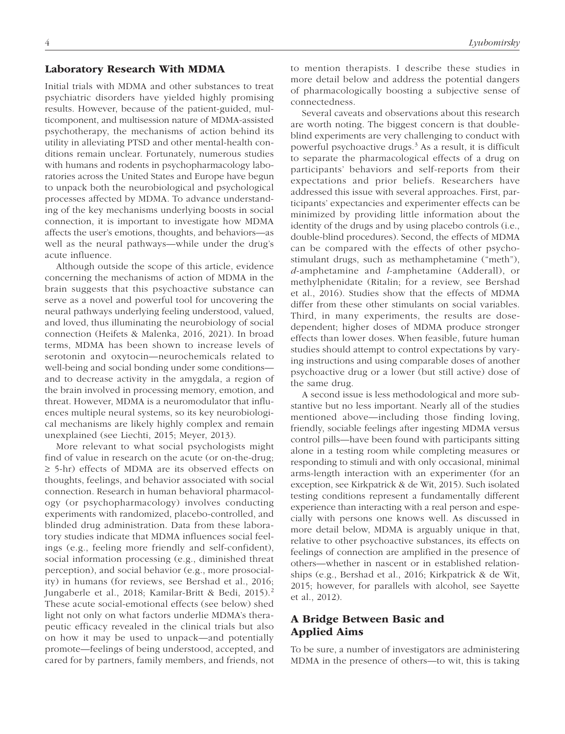## Laboratory Research With MDMA

Initial trials with MDMA and other substances to treat psychiatric disorders have yielded highly promising results. However, because of the patient-guided, multicomponent, and multisession nature of MDMA-assisted psychotherapy, the mechanisms of action behind its utility in alleviating PTSD and other mental-health conditions remain unclear. Fortunately, numerous studies with humans and rodents in psychopharmacology laboratories across the United States and Europe have begun to unpack both the neurobiological and psychological processes affected by MDMA. To advance understanding of the key mechanisms underlying boosts in social connection, it is important to investigate how MDMA affects the user's emotions, thoughts, and behaviors—as well as the neural pathways—while under the drug's acute influence.

Although outside the scope of this article, evidence concerning the mechanisms of action of MDMA in the brain suggests that this psychoactive substance can serve as a novel and powerful tool for uncovering the neural pathways underlying feeling understood, valued, and loved, thus illuminating the neurobiology of social connection (Heifets & Malenka, 2016, 2021). In broad terms, MDMA has been shown to increase levels of serotonin and oxytocin—neurochemicals related to well-being and social bonding under some conditions—and to decrease activity in the amygdala, a region of the brain involved in processing memory, emotion, and threat. However, MDMA is a neuromodulator that influences multiple neural systems, so its key neurobiological mechanisms are likely highly complex and remain unexplained (see Liechti, 2015; Meyer, 2013).

More relevant to what social psychologists might find of value in research on the acute (or on-the-drug; ≥ 5-hr) effects of MDMA are its observed effects on thoughts, feelings, and behavior associated with social connection. Research in human behavioral pharmacology (or psychopharmacology) involves conducting experiments with randomized, placebo-controlled, and blinded drug administration. Data from these laboratory studies indicate that MDMA influences social feelings (e.g., feeling more friendly and self-confident), social information processing (e.g., diminished threat perception), and social behavior (e.g., more prosociality) in humans (for reviews, see Bershad et al., 2016; Jungaberle et al., 2018; Kamilar-Britt & Bedi, 2015).[2] These acute social-emotional effects (see below) shed light not only on what factors underlie MDMA's therapeutic efficacy revealed in the clinical trials but also on how it may be used to unpack—and potentially promote—feelings of being understood, accepted, and cared for by partners, family members, and friends, not to mention therapists. I describe these studies in more detail below and address the potential dangers of pharmacologically boosting a subjective sense of connectedness.

Several caveats and observations about this research are worth noting. The biggest concern is that double-blind experiments are very challenging to conduct with powerful psychoactive drugs.[3] As a result, it is difficult to separate the pharmacological effects of a drug on participants' behaviors and self-reports from their expectations and prior beliefs. Researchers have addressed this issue with several approaches. First, participants' expectancies and experimenter effects can be minimized by providing little information about the identity of the drugs and by using placebo controls (i.e., double-blind procedures). Second, the effects of MDMA can be compared with the effects of other psychostimulant drugs, such as methamphetamine ("meth"), *d*-amphetamine and *l*-amphetamine (Adderall), or methylphenidate (Ritalin; for a review, see Bershad et al., 2016). Studies show that the effects of MDMA differ from these other stimulants on social variables. Third, in many experiments, the results are dose-dependent; higher doses of MDMA produce stronger effects than lower doses. When feasible, future human studies should attempt to control expectations by varying instructions and using comparable doses of another psychoactive drug or a lower (but still active) dose of the same drug.

A second issue is less methodological and more substantive but no less important. Nearly all of the studies mentioned above—including those finding loving, friendly, sociable feelings after ingesting MDMA versus control pills—have been found with participants sitting alone in a testing room while completing measures or responding to stimuli and with only occasional, minimal arms-length interaction with an experimenter (for an exception, see Kirkpatrick & de Wit, 2015). Such isolated testing conditions represent a fundamentally different experience than interacting with a real person and especially with persons one knows well. As discussed in more detail below, MDMA is arguably unique in that, relative to other psychoactive substances, its effects on feelings of connection are amplified in the presence of others—whether in nascent or in established relationships (e.g., Bershad et al., 2016; Kirkpatrick & de Wit, 2015; however, for parallels with alcohol, see Sayette et al., 2012).

## A Bridge Between Basic and Applied Aims

To be sure, a number of investigators are administering MDMA in the presence of others—to wit, this is taking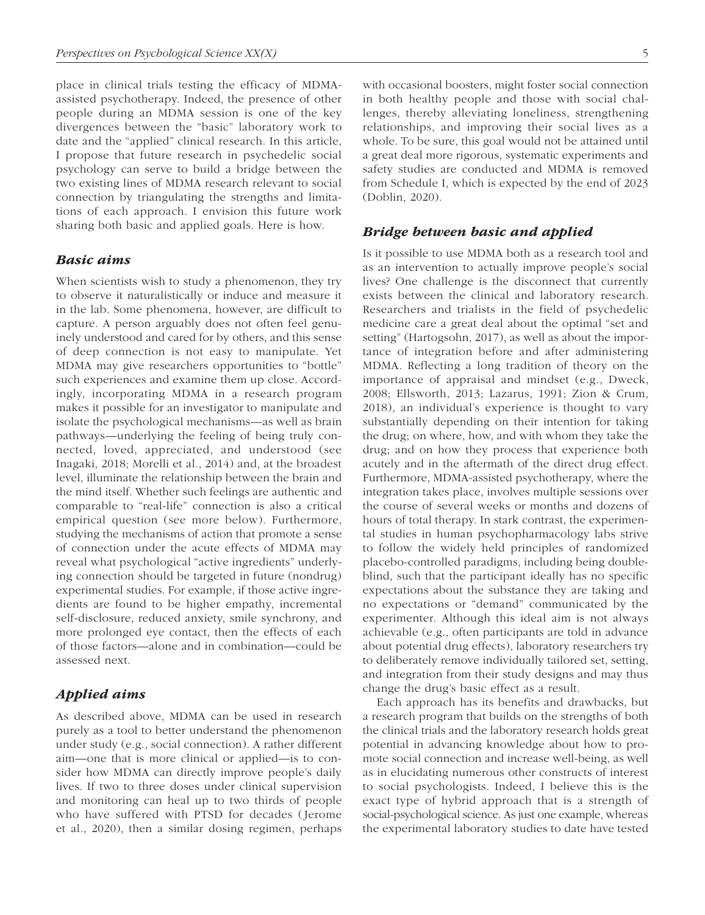place in clinical trials testing the efficacy of MDMA-assisted psychotherapy. Indeed, the presence of other people during an MDMA session is one of the key divergences between the "basic" laboratory work to date and the "applied" clinical research. In this article, I propose that future research in psychedelic social psychology can serve to build a bridge between the two existing lines of MDMA research relevant to social connection by triangulating the strengths and limitations of each approach. I envision this future work sharing both basic and applied goals. Here is how.

### *Basic aims*

When scientists wish to study a phenomenon, they try to observe it naturalistically or induce and measure it in the lab. Some phenomena, however, are difficult to capture. A person arguably does not often feel genuinely understood and cared for by others, and this sense of deep connection is not easy to manipulate. Yet MDMA may give researchers opportunities to "bottle" such experiences and examine them up close. Accordingly, incorporating MDMA in a research program makes it possible for an investigator to manipulate and isolate the psychological mechanisms—as well as brain pathways—underlying the feeling of being truly connected, loved, appreciated, and understood (see Inagaki, 2018; Morelli et al., 2014) and, at the broadest level, illuminate the relationship between the brain and the mind itself. Whether such feelings are authentic and comparable to "real-life" connection is also a critical empirical question (see more below). Furthermore, studying the mechanisms of action that promote a sense of connection under the acute effects of MDMA may reveal what psychological "active ingredients" underlying connection should be targeted in future (nondrug) experimental studies. For example, if those active ingredients are found to be higher empathy, incremental self-disclosure, reduced anxiety, smile synchrony, and more prolonged eye contact, then the effects of each of those factors—alone and in combination—could be assessed next.

### *Applied aims*

As described above, MDMA can be used in research purely as a tool to better understand the phenomenon under study (e.g., social connection). A rather different aim—one that is more clinical or applied—is to consider how MDMA can directly improve people's daily lives. If two to three doses under clinical supervision and monitoring can heal up to two thirds of people who have suffered with PTSD for decades (Jerome et al., 2020), then a similar dosing regimen, perhaps with occasional boosters, might foster social connection in both healthy people and those with social challenges, thereby alleviating loneliness, strengthening relationships, and improving their social lives as a whole. To be sure, this goal would not be attained until a great deal more rigorous, systematic experiments and safety studies are conducted and MDMA is removed from Schedule I, which is expected by the end of 2023 (Doblin, 2020).

### *Bridge between basic and applied*

Is it possible to use MDMA both as a research tool and as an intervention to actually improve people's social lives? One challenge is the disconnect that currently exists between the clinical and laboratory research. Researchers and trialists in the field of psychedelic medicine care a great deal about the optimal "set and setting" (Hartogsohn, 2017), as well as about the importance of integration before and after administering MDMA. Reflecting a long tradition of theory on the importance of appraisal and mindset (e.g., Dweck, 2008; Ellsworth, 2013; Lazarus, 1991; Zion & Crum, 2018), an individual's experience is thought to vary substantially depending on their intention for taking the drug; on where, how, and with whom they take the drug; and on how they process that experience both acutely and in the aftermath of the direct drug effect. Furthermore, MDMA-assisted psychotherapy, where the integration takes place, involves multiple sessions over the course of several weeks or months and dozens of hours of total therapy. In stark contrast, the experimental studies in human psychopharmacology labs strive to follow the widely held principles of randomized placebo-controlled paradigms, including being double-blind, such that the participant ideally has no specific expectations about the substance they are taking and no expectations or "demand" communicated by the experimenter. Although this ideal aim is not always achievable (e.g., often participants are told in advance about potential drug effects), laboratory researchers try to deliberately remove individually tailored set, setting, and integration from their study designs and may thus change the drug's basic effect as a result.

Each approach has its benefits and drawbacks, but a research program that builds on the strengths of both the clinical trials and the laboratory research holds great potential in advancing knowledge about how to promote social connection and increase well-being, as well as in elucidating numerous other constructs of interest to social psychologists. Indeed, I believe this is the exact type of hybrid approach that is a strength of social-psychological science. As just one example, whereas the experimental laboratory studies to date have tested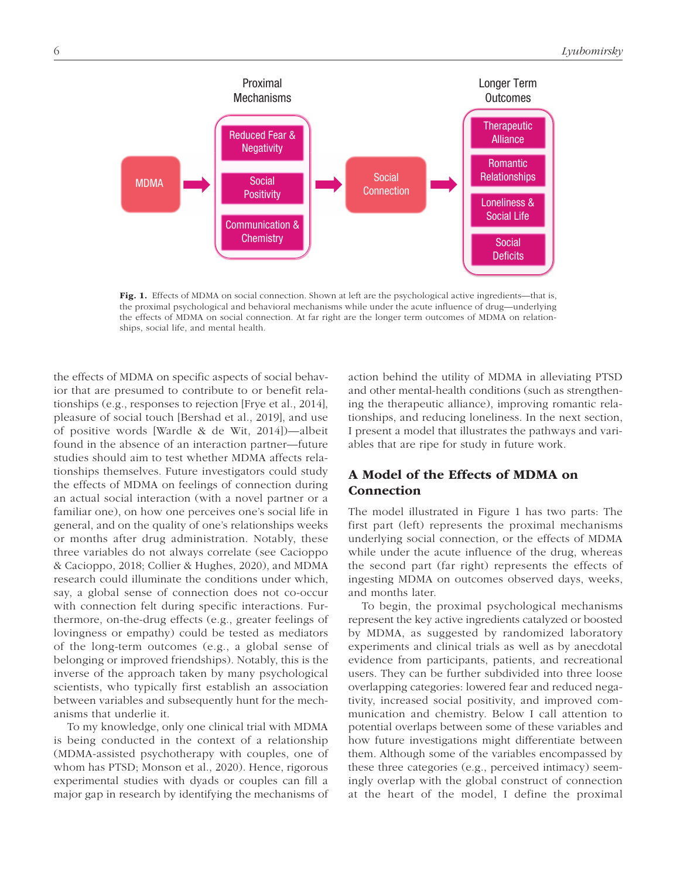**Fig. 1.** Effects of MDMA on social connection. Shown at left are the psychological active ingredients—that is, the proximal psychological and behavioral mechanisms while under the acute influence of drug—underlying the effects of MDMA on social connection. At far right are the longer term outcomes of MDMA on relationships, social life, and mental health.

the effects of MDMA on specific aspects of social behavior that are presumed to contribute to or benefit relationships (e.g., responses to rejection [Frye et al., 2014], pleasure of social touch [Bershad et al., 2019], and use of positive words [Wardle & de Wit, 2014])—albeit found in the absence of an interaction partner—future studies should aim to test whether MDMA affects relationships themselves. Future investigators could study the effects of MDMA on feelings of connection during an actual social interaction (with a novel partner or a familiar one), on how one perceives one's social life in general, and on the quality of one's relationships weeks or months after drug administration. Notably, these three variables do not always correlate (see Cacioppo & Cacioppo, 2018; Collier & Hughes, 2020), and MDMA research could illuminate the conditions under which, say, a global sense of connection does not co-occur with connection felt during specific interactions. Furthermore, on-the-drug effects (e.g., greater feelings of lovingness or empathy) could be tested as mediators of the long-term outcomes (e.g., a global sense of belonging or improved friendships). Notably, this is the inverse of the approach taken by many psychological scientists, who typically first establish an association between variables and subsequently hunt for the mechanisms that underlie it.

To my knowledge, only one clinical trial with MDMA is being conducted in the context of a relationship (MDMA-assisted psychotherapy with couples, one of whom has PTSD; Monson et al., 2020). Hence, rigorous experimental studies with dyads or couples can fill a major gap in research by identifying the mechanisms of action behind the utility of MDMA in alleviating PTSD and other mental-health conditions (such as strengthening the therapeutic alliance), improving romantic relationships, and reducing loneliness. In the next section, I present a model that illustrates the pathways and variables that are ripe for study in future work.

## A Model of the Effects of MDMA on Connection

The model illustrated in Figure 1 has two parts: The first part (left) represents the proximal mechanisms underlying social connection, or the effects of MDMA while under the acute influence of the drug, whereas the second part (far right) represents the effects of ingesting MDMA on outcomes observed days, weeks, and months later.

To begin, the proximal psychological mechanisms represent the key active ingredients catalyzed or boosted by MDMA, as suggested by randomized laboratory experiments and clinical trials as well as by anecdotal evidence from participants, patients, and recreational users. They can be further subdivided into three loose overlapping categories: lowered fear and reduced negativity, increased social positivity, and improved communication and chemistry. Below I call attention to potential overlaps between some of these variables and how future investigations might differentiate between them. Although some of the variables encompassed by these three categories (e.g., perceived intimacy) seemingly overlap with the global construct of connection at the heart of the model, I define the proximal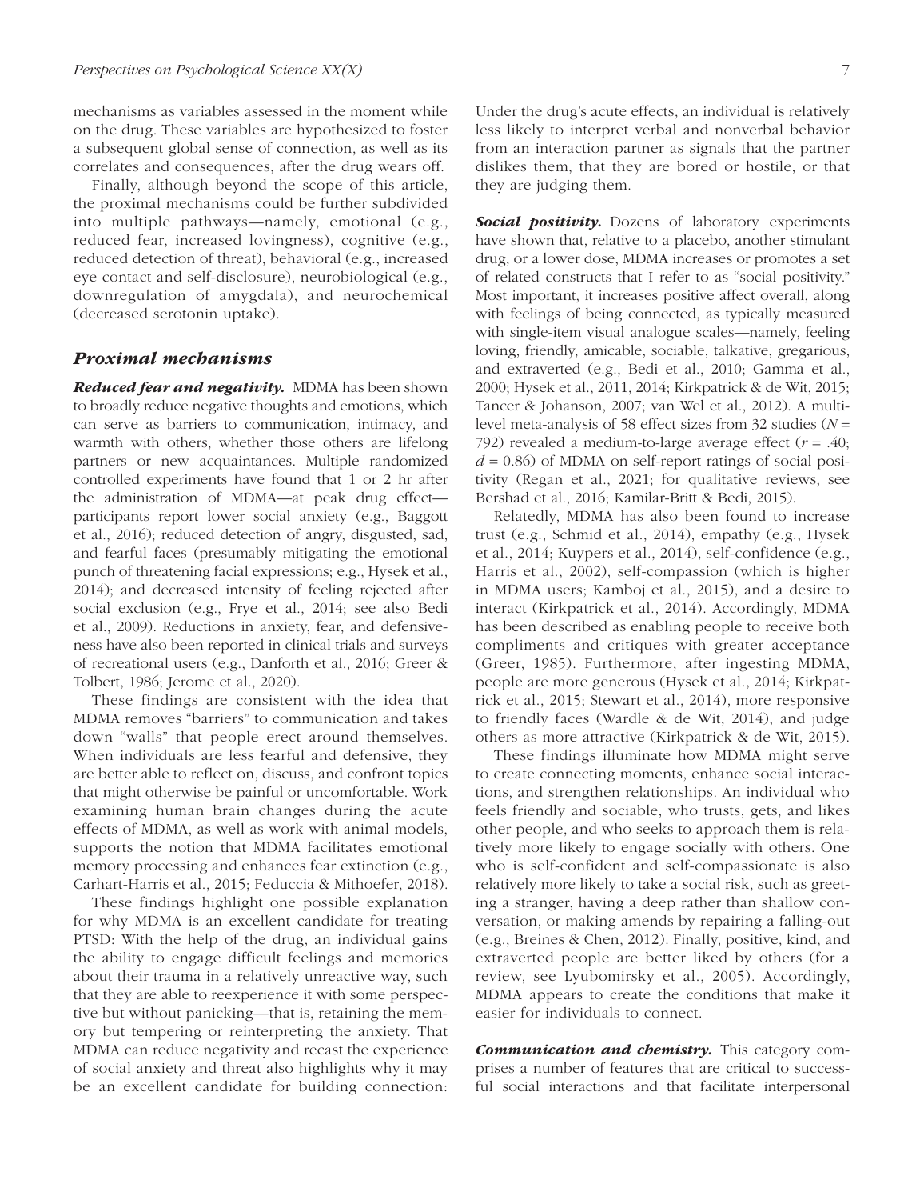mechanisms as variables assessed in the moment while on the drug. These variables are hypothesized to foster a subsequent global sense of connection, as well as its correlates and consequences, after the drug wears off.

Finally, although beyond the scope of this article, the proximal mechanisms could be further subdivided into multiple pathways—namely, emotional (e.g., reduced fear, increased lovingness), cognitive (e.g., reduced detection of threat), behavioral (e.g., increased eye contact and self-disclosure), neurobiological (e.g., downregulation of amygdala), and neurochemical (decreased serotonin uptake).

## *Proximal mechanisms*

***Reduced fear and negativity.*** MDMA has been shown to broadly reduce negative thoughts and emotions, which can serve as barriers to communication, intimacy, and warmth with others, whether those others are lifelong partners or new acquaintances. Multiple randomized controlled experiments have found that 1 or 2 hr after the administration of MDMA—at peak drug effect—participants report lower social anxiety (e.g., Baggott et al., 2016); reduced detection of angry, disgusted, sad, and fearful faces (presumably mitigating the emotional punch of threatening facial expressions; e.g., Hysek et al., 2014); and decreased intensity of feeling rejected after social exclusion (e.g., Frye et al., 2014; see also Bedi et al., 2009). Reductions in anxiety, fear, and defensiveness have also been reported in clinical trials and surveys of recreational users (e.g., Danforth et al., 2016; Greer & Tolbert, 1986; Jerome et al., 2020).

These findings are consistent with the idea that MDMA removes "barriers" to communication and takes down "walls" that people erect around themselves. When individuals are less fearful and defensive, they are better able to reflect on, discuss, and confront topics that might otherwise be painful or uncomfortable. Work examining human brain changes during the acute effects of MDMA, as well as work with animal models, supports the notion that MDMA facilitates emotional memory processing and enhances fear extinction (e.g., Carhart-Harris et al., 2015; Feduccia & Mithoefer, 2018).

These findings highlight one possible explanation for why MDMA is an excellent candidate for treating PTSD: With the help of the drug, an individual gains the ability to engage difficult feelings and memories about their trauma in a relatively unreactive way, such that they are able to reexperience it with some perspective but without panicking—that is, retaining the memory but tempering or reinterpreting the anxiety. That MDMA can reduce negativity and recast the experience of social anxiety and threat also highlights why it may be an excellent candidate for building connection: Under the drug's acute effects, an individual is relatively less likely to interpret verbal and nonverbal behavior from an interaction partner as signals that the partner dislikes them, that they are bored or hostile, or that they are judging them.

***Social positivity.*** Dozens of laboratory experiments have shown that, relative to a placebo, another stimulant drug, or a lower dose, MDMA increases or promotes a set of related constructs that I refer to as "social positivity." Most important, it increases positive affect overall, along with feelings of being connected, as typically measured with single-item visual analogue scales—namely, feeling loving, friendly, amicable, sociable, talkative, gregarious, and extraverted (e.g., Bedi et al., 2010; Gamma et al., 2000; Hysek et al., 2011, 2014; Kirkpatrick & de Wit, 2015; Tancer & Johanson, 2007; van Wel et al., 2012). A multilevel meta-analysis of 58 effect sizes from 32 studies ($N$ = 792) revealed a medium-to-large average effect ($r$ = .40; $d$ = 0.86) of MDMA on self-report ratings of social positivity (Regan et al., 2021; for qualitative reviews, see Bershad et al., 2016; Kamilar-Britt & Bedi, 2015).

Relatedly, MDMA has also been found to increase trust (e.g., Schmid et al., 2014), empathy (e.g., Hysek et al., 2014; Kuypers et al., 2014), self-confidence (e.g., Harris et al., 2002), self-compassion (which is higher in MDMA users; Kamboj et al., 2015), and a desire to interact (Kirkpatrick et al., 2014). Accordingly, MDMA has been described as enabling people to receive both compliments and critiques with greater acceptance (Greer, 1985). Furthermore, after ingesting MDMA, people are more generous (Hysek et al., 2014; Kirkpatrick et al., 2015; Stewart et al., 2014), more responsive to friendly faces (Wardle & de Wit, 2014), and judge others as more attractive (Kirkpatrick & de Wit, 2015).

These findings illuminate how MDMA might serve to create connecting moments, enhance social interactions, and strengthen relationships. An individual who feels friendly and sociable, who trusts, gets, and likes other people, and who seeks to approach them is relatively more likely to engage socially with others. One who is self-confident and self-compassionate is also relatively more likely to take a social risk, such as greeting a stranger, having a deep rather than shallow conversation, or making amends by repairing a falling-out (e.g., Breines & Chen, 2012). Finally, positive, kind, and extraverted people are better liked by others (for a review, see Lyubomirsky et al., 2005). Accordingly, MDMA appears to create the conditions that make it easier for individuals to connect.

***Communication and chemistry.*** This category comprises a number of features that are critical to successful social interactions and that facilitate interpersonal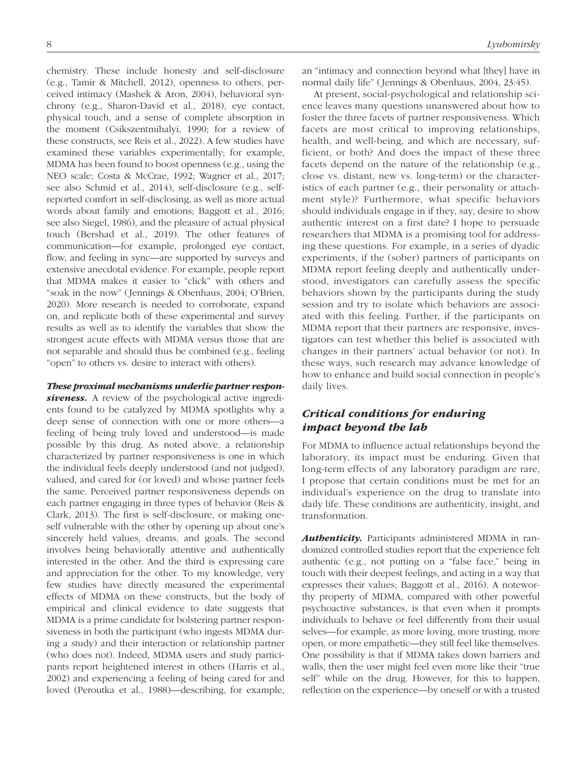chemistry. These include honesty and self-disclosure (e.g., Tamir & Mitchell, 2012), openness to others, perceived intimacy (Mashek & Aron, 2004), behavioral synchrony (e.g., Sharon-David et al., 2018), eye contact, physical touch, and a sense of complete absorption in the moment (Csikszentmihalyi, 1990; for a review of these constructs, see Reis et al., 2022). A few studies have examined these variables experimentally; for example, MDMA has been found to boost openness (e.g., using the NEO scale; Costa & McCrae, 1992; Wagner et al., 2017; see also Schmid et al., 2014), self-disclosure (e.g., self-reported comfort in self-disclosing, as well as more actual words about family and emotions; Baggott et al., 2016; see also Siegel, 1986), and the pleasure of actual physical touch (Bershad et al., 2019). The other features of communication—for example, prolonged eye contact, flow, and feeling in sync—are supported by surveys and extensive anecdotal evidence. For example, people report that MDMA makes it easier to "click" with others and "soak in the now" (Jennings & Obenhaus, 2004; O'Brien, 2020). More research is needed to corroborate, expand on, and replicate both of these experimental and survey results as well as to identify the variables that show the strongest acute effects with MDMA versus those that are not separable and should thus be combined (e.g., feeling "open" to others vs. desire to interact with others).

***These proximal mechanisms underlie partner responsiveness.*** A review of the psychological active ingredients found to be catalyzed by MDMA spotlights why a deep sense of connection with one or more others—a feeling of being truly loved and understood—is made possible by this drug. As noted above, a relationship characterized by partner responsiveness is one in which the individual feels deeply understood (and not judged), valued, and cared for (or loved) and whose partner feels the same. Perceived partner responsiveness depends on each partner engaging in three types of behavior (Reis & Clark, 2013). The first is self-disclosure, or making oneself vulnerable with the other by opening up about one's sincerely held values, dreams, and goals. The second involves being behaviorally attentive and authentically interested in the other. And the third is expressing care and appreciation for the other. To my knowledge, very few studies have directly measured the experimental effects of MDMA on these constructs, but the body of empirical and clinical evidence to date suggests that MDMA is a prime candidate for bolstering partner responsiveness in both the participant (who ingests MDMA during a study) and their interaction or relationship partner (who does not). Indeed, MDMA users and study participants report heightened interest in others (Harris et al., 2002) and experiencing a feeling of being cared for and loved (Peroutka et al., 1988)—describing, for example, an "intimacy and connection beyond what [they] have in normal daily life" (Jennings & Obenhaus, 2004, 23:45).

At present, social-psychological and relationship science leaves many questions unanswered about how to foster the three facets of partner responsiveness. Which facets are most critical to improving relationships, health, and well-being, and which are necessary, sufficient, or both? And does the impact of these three facets depend on the nature of the relationship (e.g., close vs. distant, new vs. long-term) or the characteristics of each partner (e.g., their personality or attachment style)? Furthermore, what specific behaviors should individuals engage in if they, say, desire to show authentic interest on a first date? I hope to persuade researchers that MDMA is a promising tool for addressing these questions. For example, in a series of dyadic experiments, if the (sober) partners of participants on MDMA report feeling deeply and authentically understood, investigators can carefully assess the specific behaviors shown by the participants during the study session and try to isolate which behaviors are associated with this feeling. Further, if the participants on MDMA report that their partners are responsive, investigators can test whether this belief is associated with changes in their partners' actual behavior (or not). In these ways, such research may advance knowledge of how to enhance and build social connection in people's daily lives.

## *Critical conditions for enduring impact beyond the lab*

For MDMA to influence actual relationships beyond the laboratory, its impact must be enduring. Given that long-term effects of any laboratory paradigm are rare, I propose that certain conditions must be met for an individual's experience on the drug to translate into daily life. These conditions are authenticity, insight, and transformation.

***Authenticity.*** Participants administered MDMA in randomized controlled studies report that the experience felt authentic (e.g., not putting on a "false face," being in touch with their deepest feelings, and acting in a way that expresses their values; Baggott et al., 2016). A noteworthy property of MDMA, compared with other powerful psychoactive substances, is that even when it prompts individuals to behave or feel differently from their usual selves—for example, as more loving, more trusting, more open, or more empathetic—they still feel like themselves. One possibility is that if MDMA takes down barriers and walls, then the user might feel even more like their "true self" while on the drug. However, for this to happen, reflection on the experience—by oneself or with a trusted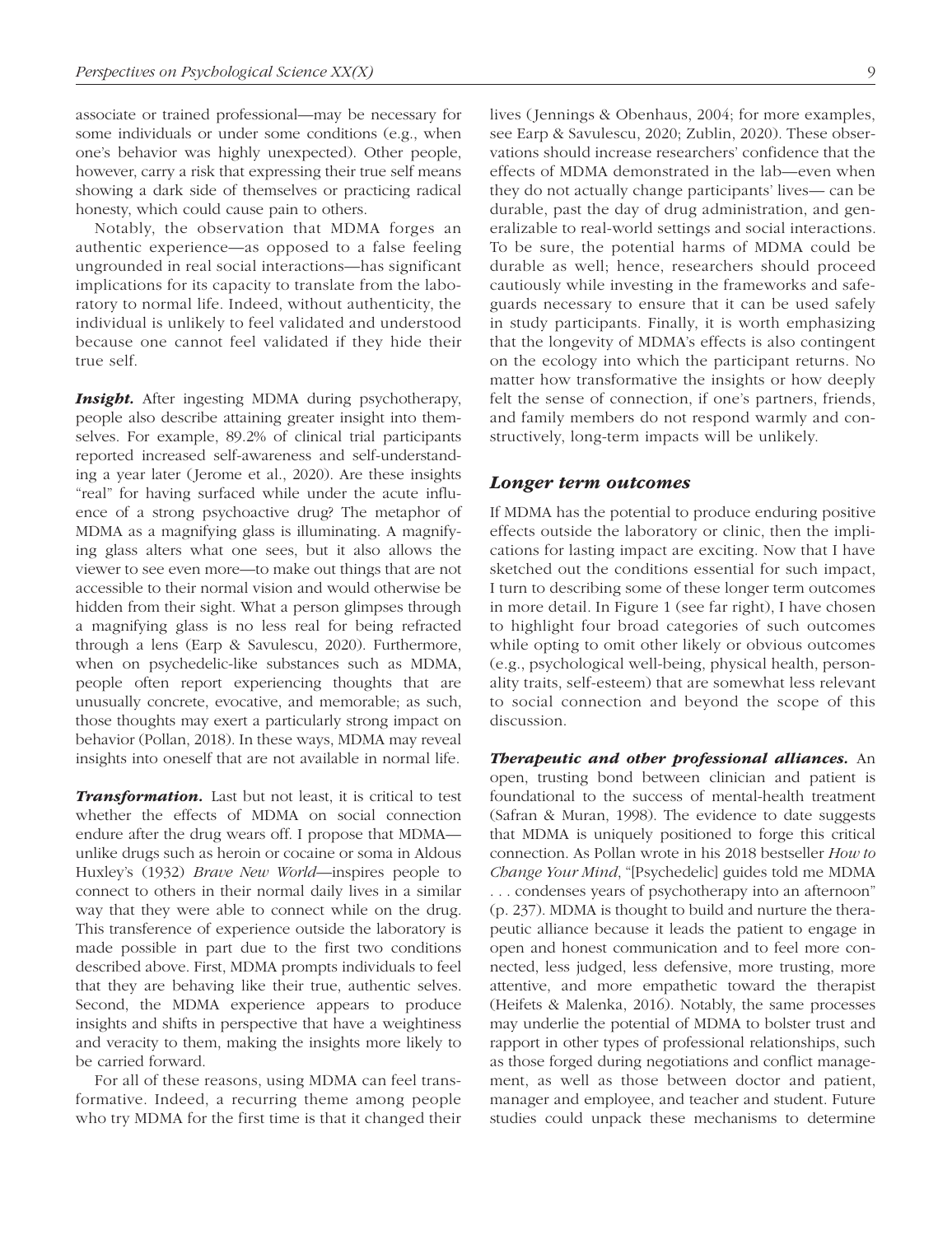associate or trained professional—may be necessary for some individuals or under some conditions (e.g., when one's behavior was highly unexpected). Other people, however, carry a risk that expressing their true self means showing a dark side of themselves or practicing radical honesty, which could cause pain to others.

Notably, the observation that MDMA forges an authentic experience—as opposed to a false feeling ungrounded in real social interactions—has significant implications for its capacity to translate from the laboratory to normal life. Indeed, without authenticity, the individual is unlikely to feel validated and understood because one cannot feel validated if they hide their true self.

***Insight.*** After ingesting MDMA during psychotherapy, people also describe attaining greater insight into themselves. For example, 89.2% of clinical trial participants reported increased self-awareness and self-understanding a year later (Jerome et al., 2020). Are these insights "real" for having surfaced while under the acute influence of a strong psychoactive drug? The metaphor of MDMA as a magnifying glass is illuminating. A magnifying glass alters what one sees, but it also allows the viewer to see even more—to make out things that are not accessible to their normal vision and would otherwise be hidden from their sight. What a person glimpses through a magnifying glass is no less real for being refracted through a lens (Earp & Savulescu, 2020). Furthermore, when on psychedelic-like substances such as MDMA, people often report experiencing thoughts that are unusually concrete, evocative, and memorable; as such, those thoughts may exert a particularly strong impact on behavior (Pollan, 2018). In these ways, MDMA may reveal insights into oneself that are not available in normal life.

***Transformation.*** Last but not least, it is critical to test whether the effects of MDMA on social connection endure after the drug wears off. I propose that MDMA—unlike drugs such as heroin or cocaine or soma in Aldous Huxley's (1932) *Brave New World*—inspires people to connect to others in their normal daily lives in a similar way that they were able to connect while on the drug. This transference of experience outside the laboratory is made possible in part due to the first two conditions described above. First, MDMA prompts individuals to feel that they are behaving like their true, authentic selves. Second, the MDMA experience appears to produce insights and shifts in perspective that have a weightiness and veracity to them, making the insights more likely to be carried forward.

For all of these reasons, using MDMA can feel transformative. Indeed, a recurring theme among people who try MDMA for the first time is that it changed their lives (Jennings & Obenhaus, 2004; for more examples, see Earp & Savulescu, 2020; Zublin, 2020). These observations should increase researchers' confidence that the effects of MDMA demonstrated in the lab—even when they do not actually change participants' lives— can be durable, past the day of drug administration, and generalizable to real-world settings and social interactions. To be sure, the potential harms of MDMA could be durable as well; hence, researchers should proceed cautiously while investing in the frameworks and safeguards necessary to ensure that it can be used safely in study participants. Finally, it is worth emphasizing that the longevity of MDMA's effects is also contingent on the ecology into which the participant returns. No matter how transformative the insights or how deeply felt the sense of connection, if one's partners, friends, and family members do not respond warmly and constructively, long-term impacts will be unlikely.

### *Longer term outcomes*

If MDMA has the potential to produce enduring positive effects outside the laboratory or clinic, then the implications for lasting impact are exciting. Now that I have sketched out the conditions essential for such impact, I turn to describing some of these longer term outcomes in more detail. In Figure 1 (see far right), I have chosen to highlight four broad categories of such outcomes while opting to omit other likely or obvious outcomes (e.g., psychological well-being, physical health, personality traits, self-esteem) that are somewhat less relevant to social connection and beyond the scope of this discussion.

***Therapeutic and other professional alliances.*** An open, trusting bond between clinician and patient is foundational to the success of mental-health treatment (Safran & Muran, 1998). The evidence to date suggests that MDMA is uniquely positioned to forge this critical connection. As Pollan wrote in his 2018 bestseller *How to Change Your Mind*, "[Psychedelic] guides told me MDMA . . . condenses years of psychotherapy into an afternoon" (p. 237). MDMA is thought to build and nurture the therapeutic alliance because it leads the patient to engage in open and honest communication and to feel more connected, less judged, less defensive, more trusting, more attentive, and more empathetic toward the therapist (Heifets & Malenka, 2016). Notably, the same processes may underlie the potential of MDMA to bolster trust and rapport in other types of professional relationships, such as those forged during negotiations and conflict management, as well as those between doctor and patient, manager and employee, and teacher and student. Future studies could unpack these mechanisms to determine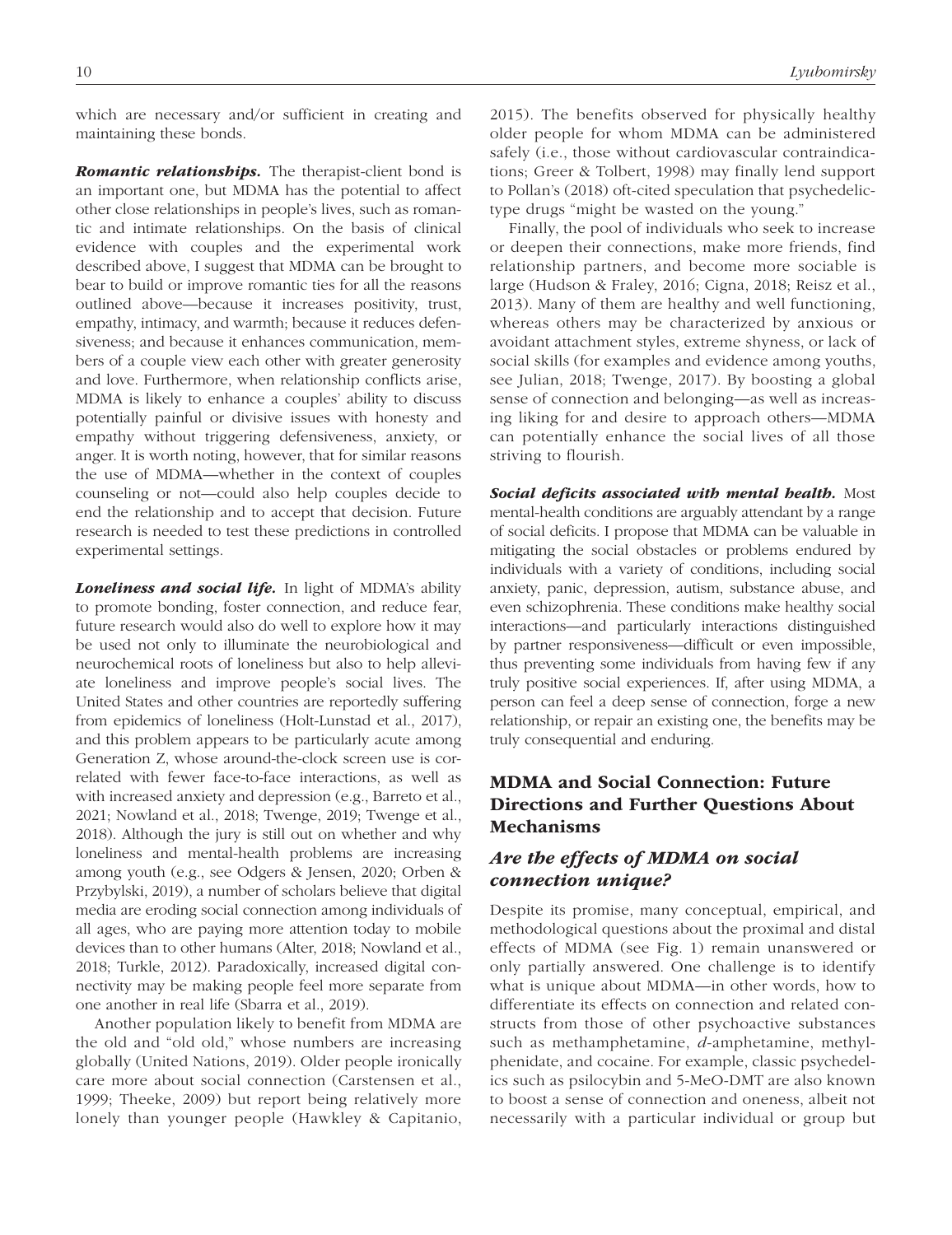which are necessary and/or sufficient in creating and maintaining these bonds.

***Romantic relationships.*** The therapist-client bond is an important one, but MDMA has the potential to affect other close relationships in people's lives, such as romantic and intimate relationships. On the basis of clinical evidence with couples and the experimental work described above, I suggest that MDMA can be brought to bear to build or improve romantic ties for all the reasons outlined above—because it increases positivity, trust, empathy, intimacy, and warmth; because it reduces defensiveness; and because it enhances communication, members of a couple view each other with greater generosity and love. Furthermore, when relationship conflicts arise, MDMA is likely to enhance a couples' ability to discuss potentially painful or divisive issues with honesty and empathy without triggering defensiveness, anxiety, or anger. It is worth noting, however, that for similar reasons the use of MDMA—whether in the context of couples counseling or not—could also help couples decide to end the relationship and to accept that decision. Future research is needed to test these predictions in controlled experimental settings.

***Loneliness and social life.*** In light of MDMA's ability to promote bonding, foster connection, and reduce fear, future research would also do well to explore how it may be used not only to illuminate the neurobiological and neurochemical roots of loneliness but also to help alleviate loneliness and improve people's social lives. The United States and other countries are reportedly suffering from epidemics of loneliness (Holt-Lunstad et al., 2017), and this problem appears to be particularly acute among Generation Z, whose around-the-clock screen use is correlated with fewer face-to-face interactions, as well as with increased anxiety and depression (e.g., Barreto et al., 2021; Nowland et al., 2018; Twenge, 2019; Twenge et al., 2018). Although the jury is still out on whether and why loneliness and mental-health problems are increasing among youth (e.g., see Odgers & Jensen, 2020; Orben & Przybylski, 2019), a number of scholars believe that digital media are eroding social connection among individuals of all ages, who are paying more attention today to mobile devices than to other humans (Alter, 2018; Nowland et al., 2018; Turkle, 2012). Paradoxically, increased digital connectivity may be making people feel more separate from one another in real life (Sbarra et al., 2019).

Another population likely to benefit from MDMA are the old and "old old," whose numbers are increasing globally (United Nations, 2019). Older people ironically care more about social connection (Carstensen et al., 1999; Theeke, 2009) but report being relatively more lonely than younger people (Hawkley & Capitanio, 2015). The benefits observed for physically healthy older people for whom MDMA can be administered safely (i.e., those without cardiovascular contraindications; Greer & Tolbert, 1998) may finally lend support to Pollan's (2018) oft-cited speculation that psychedelic-type drugs "might be wasted on the young."

Finally, the pool of individuals who seek to increase or deepen their connections, make more friends, find relationship partners, and become more sociable is large (Hudson & Fraley, 2016; Cigna, 2018; Reisz et al., 2013). Many of them are healthy and well functioning, whereas others may be characterized by anxious or avoidant attachment styles, extreme shyness, or lack of social skills (for examples and evidence among youths, see Julian, 2018; Twenge, 2017). By boosting a global sense of connection and belonging—as well as increasing liking for and desire to approach others—MDMA can potentially enhance the social lives of all those striving to flourish.

***Social deficits associated with mental health.*** Most mental-health conditions are arguably attendant by a range of social deficits. I propose that MDMA can be valuable in mitigating the social obstacles or problems endured by individuals with a variety of conditions, including social anxiety, panic, depression, autism, substance abuse, and even schizophrenia. These conditions make healthy social interactions—and particularly interactions distinguished by partner responsiveness—difficult or even impossible, thus preventing some individuals from having few if any truly positive social experiences. If, after using MDMA, a person can feel a deep sense of connection, forge a new relationship, or repair an existing one, the benefits may be truly consequential and enduring.

## MDMA and Social Connection: Future Directions and Further Questions About Mechanisms

### *Are the effects of MDMA on social connection unique?*

Despite its promise, many conceptual, empirical, and methodological questions about the proximal and distal effects of MDMA (see Fig. 1) remain unanswered or only partially answered. One challenge is to identify what is unique about MDMA—in other words, how to differentiate its effects on connection and related constructs from those of other psychoactive substances such as methamphetamine, *d*-amphetamine, methylphenidate, and cocaine. For example, classic psychedelics such as psilocybin and 5-MeO-DMT are also known to boost a sense of connection and oneness, albeit not necessarily with a particular individual or group but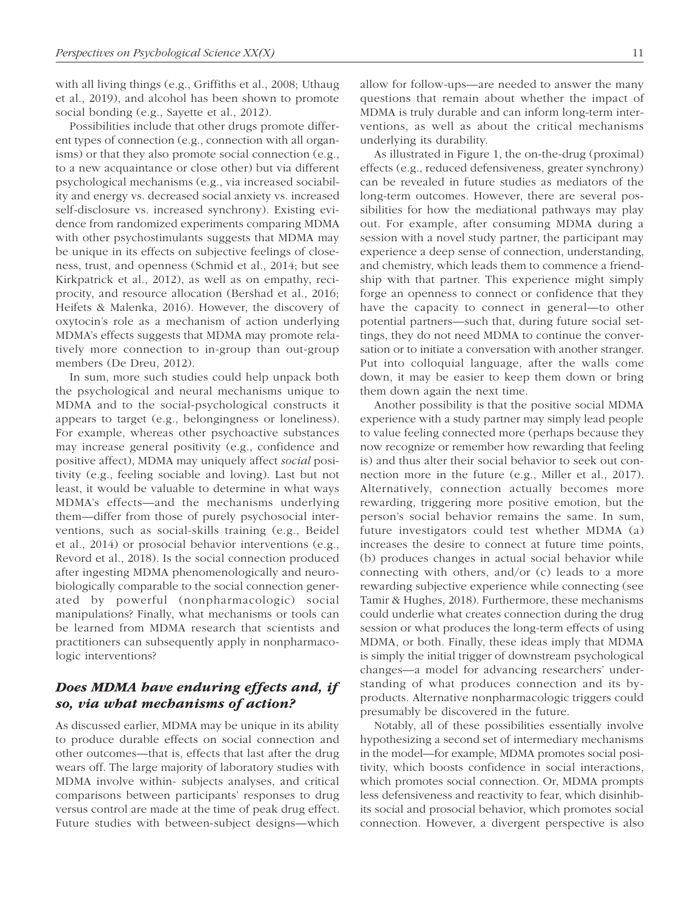with all living things (e.g., Griffiths et al., 2008; Uthaug et al., 2019), and alcohol has been shown to promote social bonding (e.g., Sayette et al., 2012).

Possibilities include that other drugs promote different types of connection (e.g., connection with all organisms) or that they also promote social connection (e.g., to a new acquaintance or close other) but via different psychological mechanisms (e.g., via increased sociability and energy vs. decreased social anxiety vs. increased self-disclosure vs. increased synchrony). Existing evidence from randomized experiments comparing MDMA with other psychostimulants suggests that MDMA may be unique in its effects on subjective feelings of closeness, trust, and openness (Schmid et al., 2014; but see Kirkpatrick et al., 2012), as well as on empathy, reciprocity, and resource allocation (Bershad et al., 2016; Heifets & Malenka, 2016). However, the discovery of oxytocin's role as a mechanism of action underlying MDMA's effects suggests that MDMA may promote relatively more connection to in-group than out-group members (De Dreu, 2012).

In sum, more such studies could help unpack both the psychological and neural mechanisms unique to MDMA and to the social-psychological constructs it appears to target (e.g., belongingness or loneliness). For example, whereas other psychoactive substances may increase general positivity (e.g., confidence and positive affect), MDMA may uniquely affect *social* positivity (e.g., feeling sociable and loving). Last but not least, it would be valuable to determine in what ways MDMA's effects—and the mechanisms underlying them—differ from those of purely psychosocial interventions, such as social-skills training (e.g., Beidel et al., 2014) or prosocial behavior interventions (e.g., Revord et al., 2018). Is the social connection produced after ingesting MDMA phenomenologically and neurobiologically comparable to the social connection generated by powerful (nonpharmacologic) social manipulations? Finally, what mechanisms or tools can be learned from MDMA research that scientists and practitioners can subsequently apply in nonpharmacologic interventions?

## *Does MDMA have enduring effects and, if so, via what mechanisms of action?*

As discussed earlier, MDMA may be unique in its ability to produce durable effects on social connection and other outcomes—that is, effects that last after the drug wears off. The large majority of laboratory studies with MDMA involve within- subjects analyses, and critical comparisons between participants' responses to drug versus control are made at the time of peak drug effect. Future studies with between-subject designs—which allow for follow-ups—are needed to answer the many questions that remain about whether the impact of MDMA is truly durable and can inform long-term interventions, as well as about the critical mechanisms underlying its durability.

As illustrated in Figure 1, the on-the-drug (proximal) effects (e.g., reduced defensiveness, greater synchrony) can be revealed in future studies as mediators of the long-term outcomes. However, there are several possibilities for how the mediational pathways may play out. For example, after consuming MDMA during a session with a novel study partner, the participant may experience a deep sense of connection, understanding, and chemistry, which leads them to commence a friendship with that partner. This experience might simply forge an openness to connect or confidence that they have the capacity to connect in general—to other potential partners—such that, during future social settings, they do not need MDMA to continue the conversation or to initiate a conversation with another stranger. Put into colloquial language, after the walls come down, it may be easier to keep them down or bring them down again the next time.

Another possibility is that the positive social MDMA experience with a study partner may simply lead people to value feeling connected more (perhaps because they now recognize or remember how rewarding that feeling is) and thus alter their social behavior to seek out connection more in the future (e.g., Miller et al., 2017). Alternatively, connection actually becomes more rewarding, triggering more positive emotion, but the person's social behavior remains the same. In sum, future investigators could test whether MDMA (a) increases the desire to connect at future time points, (b) produces changes in actual social behavior while connecting with others, and/or (c) leads to a more rewarding subjective experience while connecting (see Tamir & Hughes, 2018). Furthermore, these mechanisms could underlie what creates connection during the drug session or what produces the long-term effects of using MDMA, or both. Finally, these ideas imply that MDMA is simply the initial trigger of downstream psychological changes—a model for advancing researchers' understanding of what produces connection and its byproducts. Alternative nonpharmacologic triggers could presumably be discovered in the future.

Notably, all of these possibilities essentially involve hypothesizing a second set of intermediary mechanisms in the model—for example, MDMA promotes social positivity, which boosts confidence in social interactions, which promotes social connection. Or, MDMA prompts less defensiveness and reactivity to fear, which disinhibits social and prosocial behavior, which promotes social connection. However, a divergent perspective is also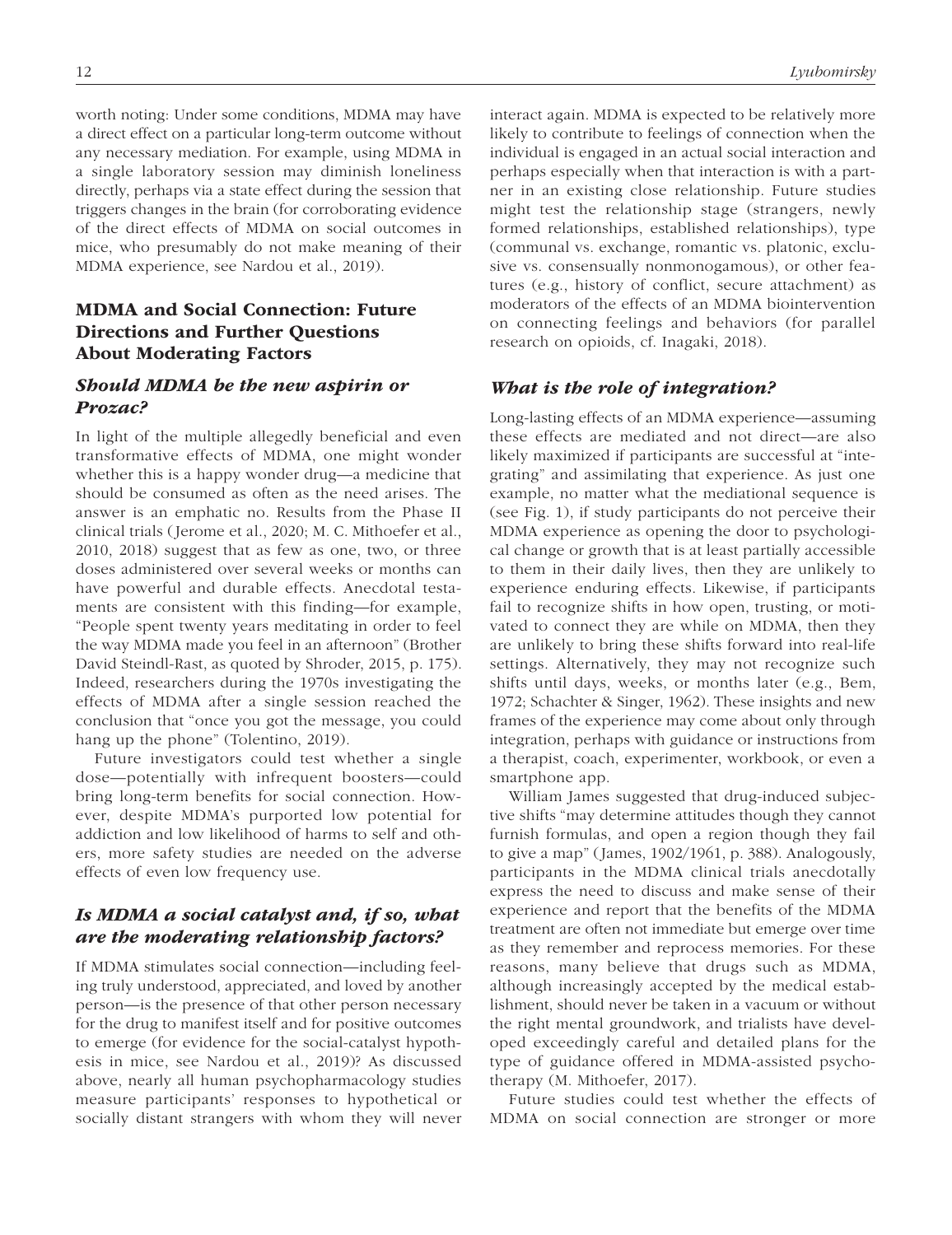worth noting: Under some conditions, MDMA may have a direct effect on a particular long-term outcome without any necessary mediation. For example, using MDMA in a single laboratory session may diminish loneliness directly, perhaps via a state effect during the session that triggers changes in the brain (for corroborating evidence of the direct effects of MDMA on social outcomes in mice, who presumably do not make meaning of their MDMA experience, see Nardou et al., 2019).

## MDMA and Social Connection: Future Directions and Further Questions About Moderating Factors

### *Should MDMA be the new aspirin or Prozac?*

In light of the multiple allegedly beneficial and even transformative effects of MDMA, one might wonder whether this is a happy wonder drug—a medicine that should be consumed as often as the need arises. The answer is an emphatic no. Results from the Phase II clinical trials (Jerome et al., 2020; M. C. Mithoefer et al., 2010, 2018) suggest that as few as one, two, or three doses administered over several weeks or months can have powerful and durable effects. Anecdotal testaments are consistent with this finding—for example, "People spent twenty years meditating in order to feel the way MDMA made you feel in an afternoon" (Brother David Steindl-Rast, as quoted by Shroder, 2015, p. 175). Indeed, researchers during the 1970s investigating the effects of MDMA after a single session reached the conclusion that "once you got the message, you could hang up the phone" (Tolentino, 2019).

Future investigators could test whether a single dose—potentially with infrequent boosters—could bring long-term benefits for social connection. However, despite MDMA's purported low potential for addiction and low likelihood of harms to self and others, more safety studies are needed on the adverse effects of even low frequency use.

### *Is MDMA a social catalyst and, if so, what are the moderating relationship factors?*

If MDMA stimulates social connection—including feeling truly understood, appreciated, and loved by another person—is the presence of that other person necessary for the drug to manifest itself and for positive outcomes to emerge (for evidence for the social-catalyst hypothesis in mice, see Nardou et al., 2019)? As discussed above, nearly all human psychopharmacology studies measure participants' responses to hypothetical or socially distant strangers with whom they will never interact again. MDMA is expected to be relatively more likely to contribute to feelings of connection when the individual is engaged in an actual social interaction and perhaps especially when that interaction is with a partner in an existing close relationship. Future studies might test the relationship stage (strangers, newly formed relationships, established relationships), type (communal vs. exchange, romantic vs. platonic, exclusive vs. consensually nonmonogamous), or other features (e.g., history of conflict, secure attachment) as moderators of the effects of an MDMA biointervention on connecting feelings and behaviors (for parallel research on opioids, cf. Inagaki, 2018).

### *What is the role of integration?*

Long-lasting effects of an MDMA experience—assuming these effects are mediated and not direct—are also likely maximized if participants are successful at "integrating" and assimilating that experience. As just one example, no matter what the mediational sequence is (see Fig. 1), if study participants do not perceive their MDMA experience as opening the door to psychological change or growth that is at least partially accessible to them in their daily lives, then they are unlikely to experience enduring effects. Likewise, if participants fail to recognize shifts in how open, trusting, or motivated to connect they are while on MDMA, then they are unlikely to bring these shifts forward into real-life settings. Alternatively, they may not recognize such shifts until days, weeks, or months later (e.g., Bem, 1972; Schachter & Singer, 1962). These insights and new frames of the experience may come about only through integration, perhaps with guidance or instructions from a therapist, coach, experimenter, workbook, or even a smartphone app.

William James suggested that drug-induced subjective shifts "may determine attitudes though they cannot furnish formulas, and open a region though they fail to give a map" (James, 1902/1961, p. 388). Analogously, participants in the MDMA clinical trials anecdotally express the need to discuss and make sense of their experience and report that the benefits of the MDMA treatment are often not immediate but emerge over time as they remember and reprocess memories. For these reasons, many believe that drugs such as MDMA, although increasingly accepted by the medical establishment, should never be taken in a vacuum or without the right mental groundwork, and trialists have developed exceedingly careful and detailed plans for the type of guidance offered in MDMA-assisted psychotherapy (M. Mithoefer, 2017).

Future studies could test whether the effects of MDMA on social connection are stronger or more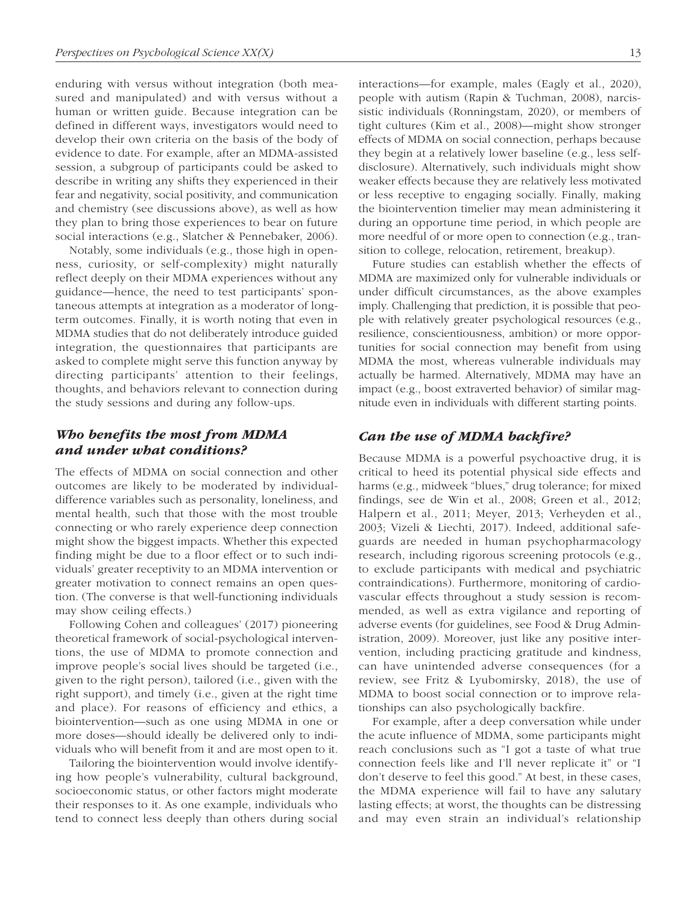enduring with versus without integration (both measured and manipulated) and with versus without a human or written guide. Because integration can be defined in different ways, investigators would need to develop their own criteria on the basis of the body of evidence to date. For example, after an MDMA-assisted session, a subgroup of participants could be asked to describe in writing any shifts they experienced in their fear and negativity, social positivity, and communication and chemistry (see discussions above), as well as how they plan to bring those experiences to bear on future social interactions (e.g., Slatcher & Pennebaker, 2006).

Notably, some individuals (e.g., those high in openness, curiosity, or self-complexity) might naturally reflect deeply on their MDMA experiences without any guidance—hence, the need to test participants' spontaneous attempts at integration as a moderator of long-term outcomes. Finally, it is worth noting that even in MDMA studies that do not deliberately introduce guided integration, the questionnaires that participants are asked to complete might serve this function anyway by directing participants' attention to their feelings, thoughts, and behaviors relevant to connection during the study sessions and during any follow-ups.

### *Who benefits the most from MDMA and under what conditions?*

The effects of MDMA on social connection and other outcomes are likely to be moderated by individual-difference variables such as personality, loneliness, and mental health, such that those with the most trouble connecting or who rarely experience deep connection might show the biggest impacts. Whether this expected finding might be due to a floor effect or to such individuals' greater receptivity to an MDMA intervention or greater motivation to connect remains an open question. (The converse is that well-functioning individuals may show ceiling effects.)

Following Cohen and colleagues' (2017) pioneering theoretical framework of social-psychological interventions, the use of MDMA to promote connection and improve people's social lives should be targeted (i.e., given to the right person), tailored (i.e., given with the right support), and timely (i.e., given at the right time and place). For reasons of efficiency and ethics, a biointervention—such as one using MDMA in one or more doses—should ideally be delivered only to individuals who will benefit from it and are most open to it.

Tailoring the biointervention would involve identifying how people's vulnerability, cultural background, socioeconomic status, or other factors might moderate their responses to it. As one example, individuals who tend to connect less deeply than others during social interactions—for example, males (Eagly et al., 2020), people with autism (Rapin & Tuchman, 2008), narcissistic individuals (Ronningstam, 2020), or members of tight cultures (Kim et al., 2008)—might show stronger effects of MDMA on social connection, perhaps because they begin at a relatively lower baseline (e.g., less self-disclosure). Alternatively, such individuals might show weaker effects because they are relatively less motivated or less receptive to engaging socially. Finally, making the biointervention timelier may mean administering it during an opportune time period, in which people are more needful of or more open to connection (e.g., transition to college, relocation, retirement, breakup).

Future studies can establish whether the effects of MDMA are maximized only for vulnerable individuals or under difficult circumstances, as the above examples imply. Challenging that prediction, it is possible that people with relatively greater psychological resources (e.g., resilience, conscientiousness, ambition) or more opportunities for social connection may benefit from using MDMA the most, whereas vulnerable individuals may actually be harmed. Alternatively, MDMA may have an impact (e.g., boost extraverted behavior) of similar magnitude even in individuals with different starting points.

### *Can the use of MDMA backfire?*

Because MDMA is a powerful psychoactive drug, it is critical to heed its potential physical side effects and harms (e.g., midweek "blues," drug tolerance; for mixed findings, see de Win et al., 2008; Green et al., 2012; Halpern et al., 2011; Meyer, 2013; Verheyden et al., 2003; Vizeli & Liechti, 2017). Indeed, additional safeguards are needed in human psychopharmacology research, including rigorous screening protocols (e.g., to exclude participants with medical and psychiatric contraindications). Furthermore, monitoring of cardiovascular effects throughout a study session is recommended, as well as extra vigilance and reporting of adverse events (for guidelines, see Food & Drug Administration, 2009). Moreover, just like any positive intervention, including practicing gratitude and kindness, can have unintended adverse consequences (for a review, see Fritz & Lyubomirsky, 2018), the use of MDMA to boost social connection or to improve relationships can also psychologically backfire.

For example, after a deep conversation while under the acute influence of MDMA, some participants might reach conclusions such as "I got a taste of what true connection feels like and I'll never replicate it" or "I don't deserve to feel this good." At best, in these cases, the MDMA experience will fail to have any salutary lasting effects; at worst, the thoughts can be distressing and may even strain an individual's relationship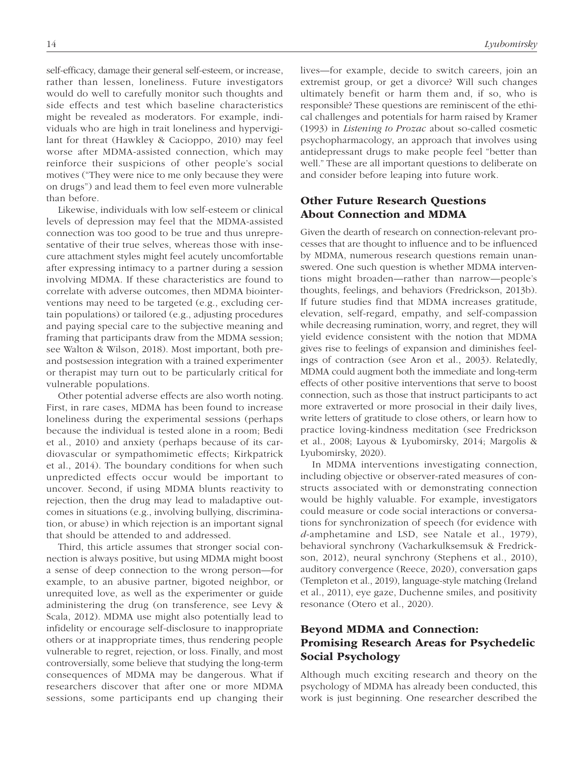self-efficacy, damage their general self-esteem, or increase, rather than lessen, loneliness. Future investigators would do well to carefully monitor such thoughts and side effects and test which baseline characteristics might be revealed as moderators. For example, individuals who are high in trait loneliness and hypervigilant for threat (Hawkley & Cacioppo, 2010) may feel worse after MDMA-assisted connection, which may reinforce their suspicions of other people's social motives ("They were nice to me only because they were on drugs") and lead them to feel even more vulnerable than before.

Likewise, individuals with low self-esteem or clinical levels of depression may feel that the MDMA-assisted connection was too good to be true and thus unrepresentative of their true selves, whereas those with insecure attachment styles might feel acutely uncomfortable after expressing intimacy to a partner during a session involving MDMA. If these characteristics are found to correlate with adverse outcomes, then MDMA biointerventions may need to be targeted (e.g., excluding certain populations) or tailored (e.g., adjusting procedures and paying special care to the subjective meaning and framing that participants draw from the MDMA session; see Walton & Wilson, 2018). Most important, both pre- and postsession integration with a trained experimenter or therapist may turn out to be particularly critical for vulnerable populations.

Other potential adverse effects are also worth noting. First, in rare cases, MDMA has been found to increase loneliness during the experimental sessions (perhaps because the individual is tested alone in a room; Bedi et al., 2010) and anxiety (perhaps because of its cardiovascular or sympathomimetic effects; Kirkpatrick et al., 2014). The boundary conditions for when such unpredicted effects occur would be important to uncover. Second, if using MDMA blunts reactivity to rejection, then the drug may lead to maladaptive outcomes in situations (e.g., involving bullying, discrimination, or abuse) in which rejection is an important signal that should be attended to and addressed.

Third, this article assumes that stronger social connection is always positive, but using MDMA might boost a sense of deep connection to the wrong person—for example, to an abusive partner, bigoted neighbor, or unrequited love, as well as the experimenter or guide administering the drug (on transference, see Levy & Scala, 2012). MDMA use might also potentially lead to infidelity or encourage self-disclosure to inappropriate others or at inappropriate times, thus rendering people vulnerable to regret, rejection, or loss. Finally, and most controversially, some believe that studying the long-term consequences of MDMA may be dangerous. What if researchers discover that after one or more MDMA sessions, some participants end up changing their lives—for example, decide to switch careers, join an extremist group, or get a divorce? Will such changes ultimately benefit or harm them and, if so, who is responsible? These questions are reminiscent of the ethical challenges and potentials for harm raised by Kramer (1993) in *Listening to Prozac* about so-called cosmetic psychopharmacology, an approach that involves using antidepressant drugs to make people feel "better than well." These are all important questions to deliberate on and consider before leaping into future work.

## Other Future Research Questions About Connection and MDMA

Given the dearth of research on connection-relevant processes that are thought to influence and to be influenced by MDMA, numerous research questions remain unanswered. One such question is whether MDMA interventions might broaden—rather than narrow—people's thoughts, feelings, and behaviors (Fredrickson, 2013b). If future studies find that MDMA increases gratitude, elevation, self-regard, empathy, and self-compassion while decreasing rumination, worry, and regret, they will yield evidence consistent with the notion that MDMA gives rise to feelings of expansion and diminishes feelings of contraction (see Aron et al., 2003). Relatedly, MDMA could augment both the immediate and long-term effects of other positive interventions that serve to boost connection, such as those that instruct participants to act more extraverted or more prosocial in their daily lives, write letters of gratitude to close others, or learn how to practice loving-kindness meditation (see Fredrickson et al., 2008; Layous & Lyubomirsky, 2014; Margolis & Lyubomirsky, 2020).

In MDMA interventions investigating connection, including objective or observer-rated measures of constructs associated with or demonstrating connection would be highly valuable. For example, investigators could measure or code social interactions or conversations for synchronization of speech (for evidence with *d*-amphetamine and LSD, see Natale et al., 1979), behavioral synchrony (Vacharkulksemsuk & Fredrickson, 2012), neural synchrony (Stephens et al., 2010), auditory convergence (Reece, 2020), conversation gaps (Templeton et al., 2019), language-style matching (Ireland et al., 2011), eye gaze, Duchenne smiles, and positivity resonance (Otero et al., 2020).

## Beyond MDMA and Connection: Promising Research Areas for Psychedelic Social Psychology

Although much exciting research and theory on the psychology of MDMA has already been conducted, this work is just beginning. One researcher described the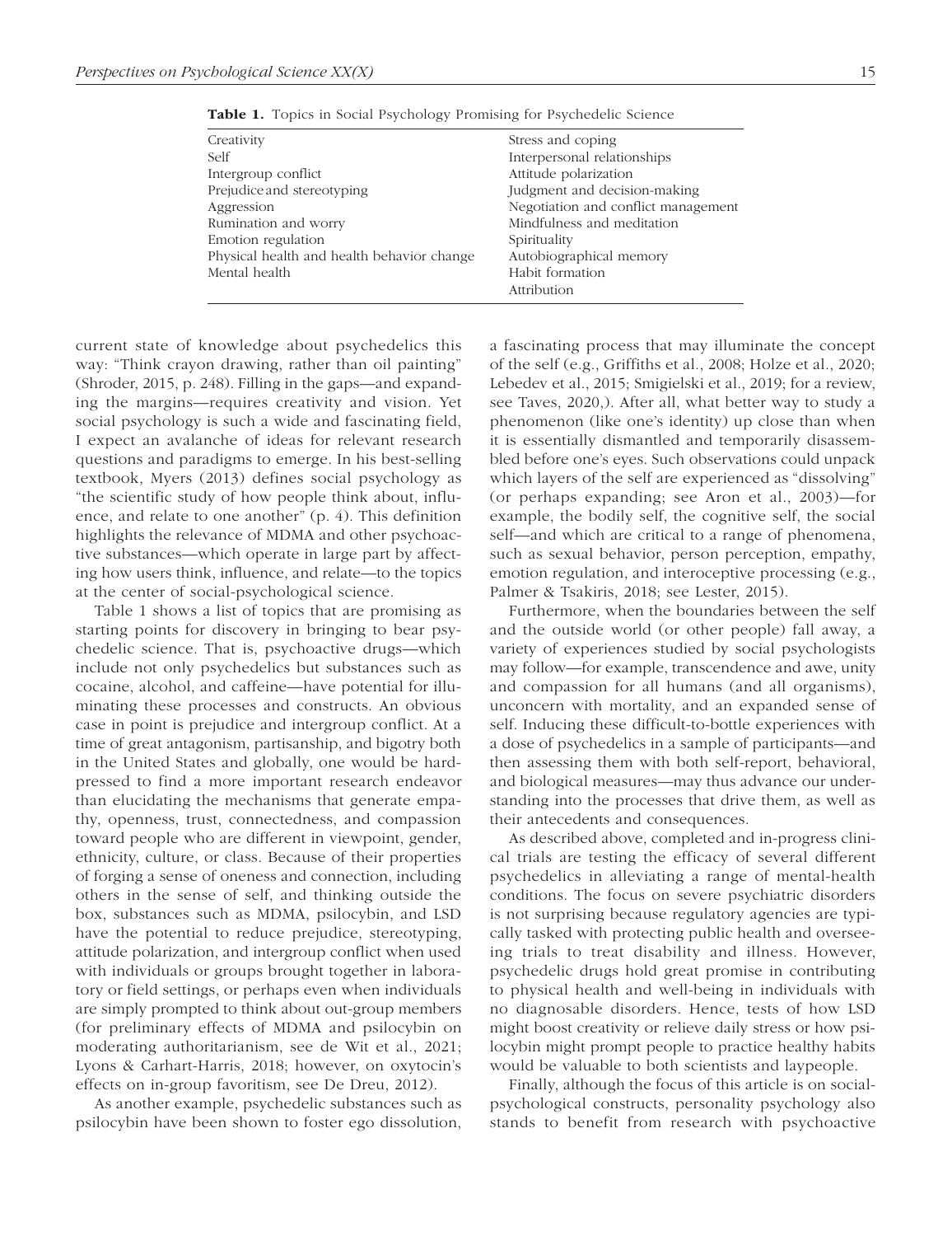**Table 1.** Topics in Social Psychology Promising for Psychedelic Science

| | |
|---|---|
| Creativity | Stress and coping |
| Self | Interpersonal relationships |
| Intergroup conflict | Attitude polarization |
| Prejudice and stereotyping | Judgment and decision-making |
| Aggression | Negotiation and conflict management |
| Rumination and worry | Mindfulness and meditation |
| Emotion regulation | Spirituality |
| Physical health and health behavior change | Autobiographical memory |
| Mental health | Habit formation |
| | Attribution |

current state of knowledge about psychedelics this way: "Think crayon drawing, rather than oil painting" (Shroder, 2015, p. 248). Filling in the gaps—and expanding the margins—requires creativity and vision. Yet social psychology is such a wide and fascinating field, I expect an avalanche of ideas for relevant research questions and paradigms to emerge. In his best-selling textbook, Myers (2013) defines social psychology as "the scientific study of how people think about, influence, and relate to one another" (p. 4). This definition highlights the relevance of MDMA and other psychoactive substances—which operate in large part by affecting how users think, influence, and relate—to the topics at the center of social-psychological science.

Table 1 shows a list of topics that are promising as starting points for discovery in bringing to bear psychedelic science. That is, psychoactive drugs—which include not only psychedelics but substances such as cocaine, alcohol, and caffeine—have potential for illuminating these processes and constructs. An obvious case in point is prejudice and intergroup conflict. At a time of great antagonism, partisanship, and bigotry both in the United States and globally, one would be hard-pressed to find a more important research endeavor than elucidating the mechanisms that generate empathy, openness, trust, connectedness, and compassion toward people who are different in viewpoint, gender, ethnicity, culture, or class. Because of their properties of forging a sense of oneness and connection, including others in the sense of self, and thinking outside the box, substances such as MDMA, psilocybin, and LSD have the potential to reduce prejudice, stereotyping, attitude polarization, and intergroup conflict when used with individuals or groups brought together in laboratory or field settings, or perhaps even when individuals are simply prompted to think about out-group members (for preliminary effects of MDMA and psilocybin on moderating authoritarianism, see de Wit et al., 2021; Lyons & Carhart-Harris, 2018; however, on oxytocin's effects on in-group favoritism, see De Dreu, 2012).

As another example, psychedelic substances such as psilocybin have been shown to foster ego dissolution, a fascinating process that may illuminate the concept of the self (e.g., Griffiths et al., 2008; Holze et al., 2020; Lebedev et al., 2015; Smigielski et al., 2019; for a review, see Taves, 2020,). After all, what better way to study a phenomenon (like one's identity) up close than when it is essentially dismantled and temporarily disassembled before one's eyes. Such observations could unpack which layers of the self are experienced as "dissolving" (or perhaps expanding; see Aron et al., 2003)—for example, the bodily self, the cognitive self, the social self—and which are critical to a range of phenomena, such as sexual behavior, person perception, empathy, emotion regulation, and interoceptive processing (e.g., Palmer & Tsakiris, 2018; see Lester, 2015).

Furthermore, when the boundaries between the self and the outside world (or other people) fall away, a variety of experiences studied by social psychologists may follow—for example, transcendence and awe, unity and compassion for all humans (and all organisms), unconcern with mortality, and an expanded sense of self. Inducing these difficult-to-bottle experiences with a dose of psychedelics in a sample of participants—and then assessing them with both self-report, behavioral, and biological measures—may thus advance our understanding into the processes that drive them, as well as their antecedents and consequences.

As described above, completed and in-progress clinical trials are testing the efficacy of several different psychedelics in alleviating a range of mental-health conditions. The focus on severe psychiatric disorders is not surprising because regulatory agencies are typically tasked with protecting public health and overseeing trials to treat disability and illness. However, psychedelic drugs hold great promise in contributing to physical health and well-being in individuals with no diagnosable disorders. Hence, tests of how LSD might boost creativity or relieve daily stress or how psilocybin might prompt people to practice healthy habits would be valuable to both scientists and laypeople.

Finally, although the focus of this article is on social-psychological constructs, personality psychology also stands to benefit from research with psychoactive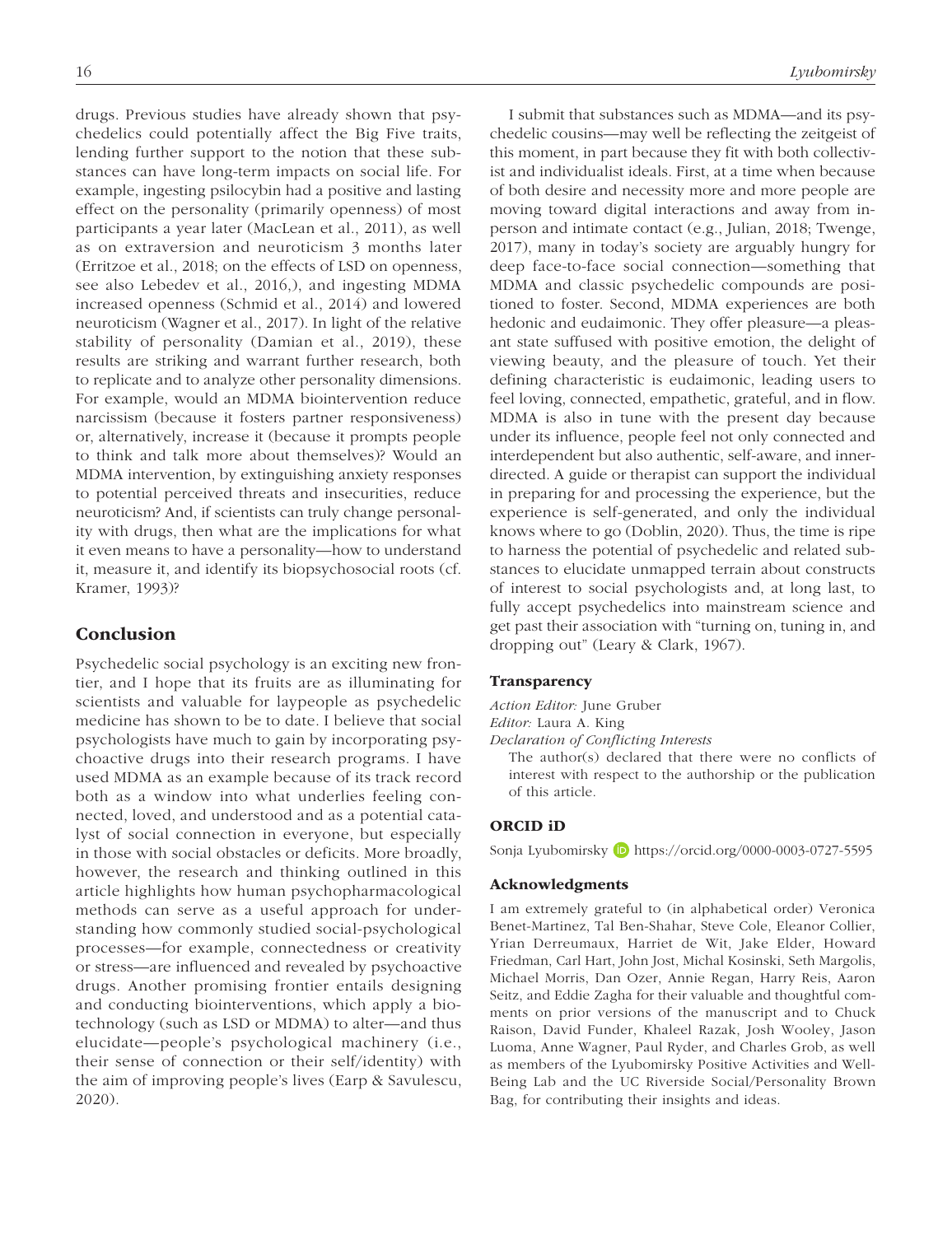drugs. Previous studies have already shown that psychedelics could potentially affect the Big Five traits, lending further support to the notion that these substances can have long-term impacts on social life. For example, ingesting psilocybin had a positive and lasting effect on the personality (primarily openness) of most participants a year later (MacLean et al., 2011), as well as on extraversion and neuroticism 3 months later (Erritzoe et al., 2018; on the effects of LSD on openness, see also Lebedev et al., 2016,), and ingesting MDMA increased openness (Schmid et al., 2014) and lowered neuroticism (Wagner et al., 2017). In light of the relative stability of personality (Damian et al., 2019), these results are striking and warrant further research, both to replicate and to analyze other personality dimensions. For example, would an MDMA biointervention reduce narcissism (because it fosters partner responsiveness) or, alternatively, increase it (because it prompts people to think and talk more about themselves)? Would an MDMA intervention, by extinguishing anxiety responses to potential perceived threats and insecurities, reduce neuroticism? And, if scientists can truly change personality with drugs, then what are the implications for what it even means to have a personality—how to understand it, measure it, and identify its biopsychosocial roots (cf. Kramer, 1993)?

## Conclusion

Psychedelic social psychology is an exciting new frontier, and I hope that its fruits are as illuminating for scientists and valuable for laypeople as psychedelic medicine has shown to be to date. I believe that social psychologists have much to gain by incorporating psychoactive drugs into their research programs. I have used MDMA as an example because of its track record both as a window into what underlies feeling connected, loved, and understood and as a potential catalyst of social connection in everyone, but especially in those with social obstacles or deficits. More broadly, however, the research and thinking outlined in this article highlights how human psychopharmacological methods can serve as a useful approach for understanding how commonly studied social-psychological processes—for example, connectedness or creativity or stress—are influenced and revealed by psychoactive drugs. Another promising frontier entails designing and conducting biointerventions, which apply a biotechnology (such as LSD or MDMA) to alter—and thus elucidate—people's psychological machinery (i.e., their sense of connection or their self/identity) with the aim of improving people's lives (Earp & Savulescu, 2020).

I submit that substances such as MDMA—and its psychedelic cousins—may well be reflecting the zeitgeist of this moment, in part because they fit with both collectivist and individualist ideals. First, at a time when because of both desire and necessity more and more people are moving toward digital interactions and away from in-person and intimate contact (e.g., Julian, 2018; Twenge, 2017), many in today's society are arguably hungry for deep face-to-face social connection—something that MDMA and classic psychedelic compounds are positioned to foster. Second, MDMA experiences are both hedonic and eudaimonic. They offer pleasure—a pleasant state suffused with positive emotion, the delight of viewing beauty, and the pleasure of touch. Yet their defining characteristic is eudaimonic, leading users to feel loving, connected, empathetic, grateful, and in flow. MDMA is also in tune with the present day because under its influence, people feel not only connected and interdependent but also authentic, self-aware, and inner-directed. A guide or therapist can support the individual in preparing for and processing the experience, but the experience is self-generated, and only the individual knows where to go (Doblin, 2020). Thus, the time is ripe to harness the potential of psychedelic and related substances to elucidate unmapped terrain about constructs of interest to social psychologists and, at long last, to fully accept psychedelics into mainstream science and get past their association with "turning on, tuning in, and dropping out" (Leary & Clark, 1967).

### Transparency

*Action Editor:* June Gruber
*Editor:* Laura A. King
*Declaration of Conflicting Interests*
The author(s) declared that there were no conflicts of interest with respect to the authorship or the publication of this article.

### ORCID iD

Sonja Lyubomirsky https://orcid.org/0000-0003-0727-5595

### Acknowledgments

I am extremely grateful to (in alphabetical order) Veronica Benet-Martinez, Tal Ben-Shahar, Steve Cole, Eleanor Collier, Yrian Derreumaux, Harriet de Wit, Jake Elder, Howard Friedman, Carl Hart, John Jost, Michal Kosinski, Seth Margolis, Michael Morris, Dan Ozer, Annie Regan, Harry Reis, Aaron Seitz, and Eddie Zagha for their valuable and thoughtful comments on prior versions of the manuscript and to Chuck Raison, David Funder, Khaleel Razak, Josh Wooley, Jason Luoma, Anne Wagner, Paul Ryder, and Charles Grob, as well as members of the Lyubomirsky Positive Activities and Well-Being Lab and the UC Riverside Social/Personality Brown Bag, for contributing their insights and ideas.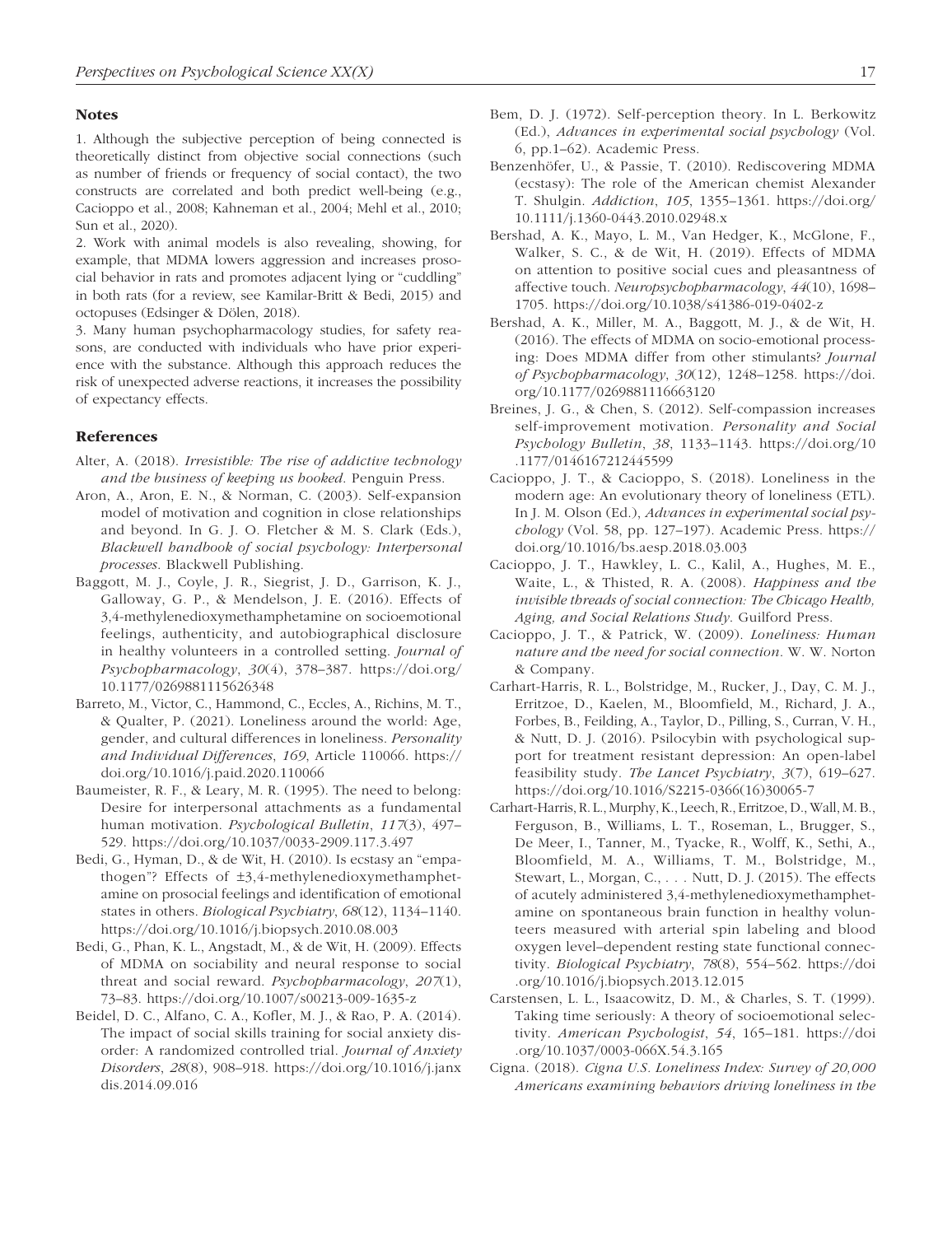## Notes

1. Although the subjective perception of being connected is theoretically distinct from objective social connections (such as number of friends or frequency of social contact), the two constructs are correlated and both predict well-being (e.g., Cacioppo et al., 2008; Kahneman et al., 2004; Mehl et al., 2010; Sun et al., 2020).

2. Work with animal models is also revealing, showing, for example, that MDMA lowers aggression and increases prosocial behavior in rats and promotes adjacent lying or "cuddling" in both rats (for a review, see Kamilar-Britt & Bedi, 2015) and octopuses (Edsinger & Dölen, 2018).

3. Many human psychopharmacology studies, for safety reasons, are conducted with individuals who have prior experience with the substance. Although this approach reduces the risk of unexpected adverse reactions, it increases the possibility of expectancy effects.

## References

Alter, A. (2018). *Irresistible: The rise of addictive technology and the business of keeping us hooked*. Penguin Press.

Aron, A., Aron, E. N., & Norman, C. (2003). Self-expansion model of motivation and cognition in close relationships and beyond. In G. J. O. Fletcher & M. S. Clark (Eds.), *Blackwell handbook of social psychology: Interpersonal processes*. Blackwell Publishing.

Baggott, M. J., Coyle, J. R., Siegrist, J. D., Garrison, K. J., Galloway, G. P., & Mendelson, J. E. (2016). Effects of 3,4-methylenedioxymethamphetamine on socioemotional feelings, authenticity, and autobiographical disclosure in healthy volunteers in a controlled setting. *Journal of Psychopharmacology*, *30*(4), 378–387. https://doi.org/10.1177/0269881115626348

Barreto, M., Victor, C., Hammond, C., Eccles, A., Richins, M. T., & Qualter, P. (2021). Loneliness around the world: Age, gender, and cultural differences in loneliness. *Personality and Individual Differences*, *169*, Article 110066. https://doi.org/10.1016/j.paid.2020.110066

Baumeister, R. F., & Leary, M. R. (1995). The need to belong: Desire for interpersonal attachments as a fundamental human motivation. *Psychological Bulletin*, *117*(3), 497–529. https://doi.org/10.1037/0033-2909.117.3.497

Bedi, G., Hyman, D., & de Wit, H. (2010). Is ecstasy an "empathogen"? Effects of ±3,4-methylenedioxymethamphetamine on prosocial feelings and identification of emotional states in others. *Biological Psychiatry*, *68*(12), 1134–1140. https://doi.org/10.1016/j.biopsych.2010.08.003

Bedi, G., Phan, K. L., Angstadt, M., & de Wit, H. (2009). Effects of MDMA on sociability and neural response to social threat and social reward. *Psychopharmacology*, *207*(1), 73–83. https://doi.org/10.1007/s00213-009-1635-z

Beidel, D. C., Alfano, C. A., Kofler, M. J., & Rao, P. A. (2014). The impact of social skills training for social anxiety disorder: A randomized controlled trial. *Journal of Anxiety Disorders*, *28*(8), 908–918. https://doi.org/10.1016/j.janxdis.2014.09.016

Bem, D. J. (1972). Self-perception theory. In L. Berkowitz (Ed.), *Advances in experimental social psychology* (Vol. 6, pp.1–62). Academic Press.

Benzenhöfer, U., & Passie, T. (2010). Rediscovering MDMA (ecstasy): The role of the American chemist Alexander T. Shulgin. *Addiction*, *105*, 1355–1361. https://doi.org/10.1111/j.1360-0443.2010.02948.x

Bershad, A. K., Mayo, L. M., Van Hedger, K., McGlone, F., Walker, S. C., & de Wit, H. (2019). Effects of MDMA on attention to positive social cues and pleasantness of affective touch. *Neuropsychopharmacology*, *44*(10), 1698–1705. https://doi.org/10.1038/s41386-019-0402-z

Bershad, A. K., Miller, M. A., Baggott, M. J., & de Wit, H. (2016). The effects of MDMA on socio-emotional processing: Does MDMA differ from other stimulants? *Journal of Psychopharmacology*, *30*(12), 1248–1258. https://doi.org/10.1177/0269881116663120

Breines, J. G., & Chen, S. (2012). Self-compassion increases self-improvement motivation. *Personality and Social Psychology Bulletin*, *38*, 1133–1143. https://doi.org/10.1177/0146167212445599

Cacioppo, J. T., & Cacioppo, S. (2018). Loneliness in the modern age: An evolutionary theory of loneliness (ETL). In J. M. Olson (Ed.), *Advances in experimental social psychology* (Vol. 58, pp. 127–197). Academic Press. https://doi.org/10.1016/bs.aesp.2018.03.003

Cacioppo, J. T., Hawkley, L. C., Kalil, A., Hughes, M. E., Waite, L., & Thisted, R. A. (2008). *Happiness and the invisible threads of social connection: The Chicago Health, Aging, and Social Relations Study*. Guilford Press.

Cacioppo, J. T., & Patrick, W. (2009). *Loneliness: Human nature and the need for social connection*. W. W. Norton & Company.

Carhart-Harris, R. L., Bolstridge, M., Rucker, J., Day, C. M. J., Erritzoe, D., Kaelen, M., Bloomfield, M., Richard, J. A., Forbes, B., Feilding, A., Taylor, D., Pilling, S., Curran, V. H., & Nutt, D. J. (2016). Psilocybin with psychological support for treatment resistant depression: An open-label feasibility study. *The Lancet Psychiatry*, *3*(7), 619–627. https://doi.org/10.1016/S2215-0366(16)30065-7

Carhart-Harris, R. L., Murphy, K., Leech, R., Erritzoe, D., Wall, M. B., Ferguson, B., Williams, L. T., Roseman, L., Brugger, S., De Meer, I., Tanner, M., Tyacke, R., Wolff, K., Sethi, A., Bloomfield, M. A., Williams, T. M., Bolstridge, M., Stewart, L., Morgan, C., . . . Nutt, D. J. (2015). The effects of acutely administered 3,4-methylenedioxymethamphetamine on spontaneous brain function in healthy volunteers measured with arterial spin labeling and blood oxygen level–dependent resting state functional connectivity. *Biological Psychiatry*, *78*(8), 554–562. https://doi.org/10.1016/j.biopsych.2013.12.015

Carstensen, L. L., Isaacowitz, D. M., & Charles, S. T. (1999). Taking time seriously: A theory of socioemotional selectivity. *American Psychologist*, *54*, 165–181. https://doi.org/10.1037/0003-066X.54.3.165

Cigna. (2018). *Cigna U.S. Loneliness Index: Survey of 20,000 Americans examining behaviors driving loneliness in the*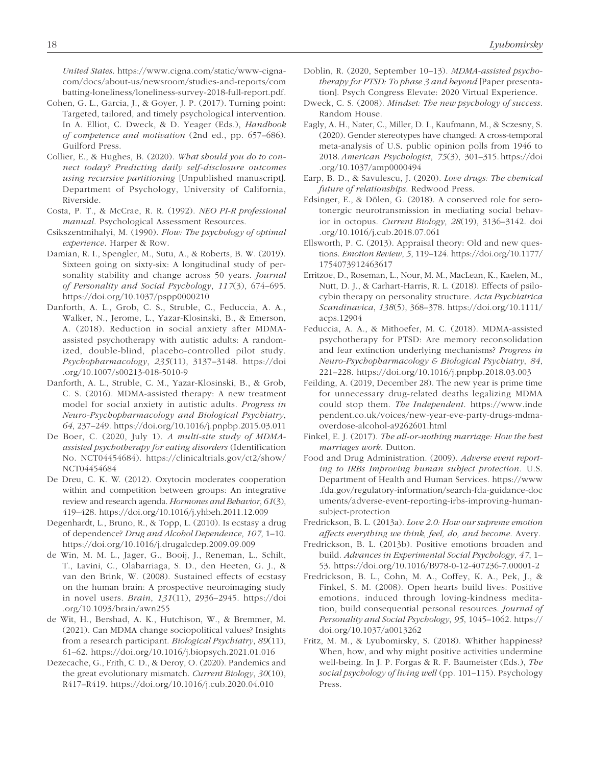*United States*. https://www.cigna.com/static/www-cigna-com/docs/about-us/newsroom/studies-and-reports/combatting-loneliness/loneliness-survey-2018-full-report.pdf.

Cohen, G. L., Garcia, J., & Goyer, J. P. (2017). Turning point: Targeted, tailored, and timely psychological intervention. In A. Elliot, C. Dweck, & D. Yeager (Eds.), *Handbook of competence and motivation* (2nd ed., pp. 657–686). Guilford Press.

Collier, E., & Hughes, B. (2020). *What should you do to connect today? Predicting daily self-disclosure outcomes using recursive partitioning* [Unpublished manuscript]. Department of Psychology, University of California, Riverside.

Costa, P. T., & McCrae, R. R. (1992). *NEO PI-R professional manual*. Psychological Assessment Resources.

Csikszentmihalyi, M. (1990). *Flow: The psychology of optimal experience*. Harper & Row.

Damian, R. I., Spengler, M., Sutu, A., & Roberts, B. W. (2019). Sixteen going on sixty-six: A longitudinal study of personality stability and change across 50 years. *Journal of Personality and Social Psychology*, *117*(3), 674–695. https://doi.org/10.1037/pspp0000210

Danforth, A. L., Grob, C. S., Struble, C., Feduccia, A. A., Walker, N., Jerome, L., Yazar-Klosinski, B., & Emerson, A. (2018). Reduction in social anxiety after MDMA-assisted psychotherapy with autistic adults: A randomized, double-blind, placebo-controlled pilot study. *Psychopharmacology*, *235*(11), 3137–3148. https://doi.org/10.1007/s00213-018-5010-9

Danforth, A. L., Struble, C. M., Yazar-Klosinski, B., & Grob, C. S. (2016). MDMA-assisted therapy: A new treatment model for social anxiety in autistic adults. *Progress in Neuro-Psychopharmacology and Biological Psychiatry*, *64*, 237–249. https://doi.org/10.1016/j.pnpbp.2015.03.011

De Boer, C. (2020, July 1). *A multi-site study of MDMA-assisted psychotherapy for eating disorders* (Identification No. NCT04454684). https://clinicaltrials.gov/ct2/show/NCT04454684

De Dreu, C. K. W. (2012). Oxytocin moderates cooperation within and competition between groups: An integrative review and research agenda. *Hormones and Behavior*, *61*(3), 419–428. https://doi.org/10.1016/j.yhbeh.2011.12.009

Degenhardt, L., Bruno, R., & Topp, L. (2010). Is ecstasy a drug of dependence? *Drug and Alcohol Dependence*, *107*, 1–10. https://doi.org/10.1016/j.drugalcdep.2009.09.009

de Win, M. M. L., Jager, G., Booij, J., Reneman, L., Schilt, T., Lavini, C., Olabarriaga, S. D., den Heeten, G. J., & van den Brink, W. (2008). Sustained effects of ecstasy on the human brain: A prospective neuroimaging study in novel users. *Brain*, *131*(11), 2936–2945. https://doi.org/10.1093/brain/awn255

de Wit, H., Bershad, A. K., Hutchison, W., & Bremmer, M. (2021). Can MDMA change sociopolitical values? Insights from a research participant. *Biological Psychiatry*, *89*(11), 61–62. https://doi.org/10.1016/j.biopsych.2021.01.016

Dezecache, G., Frith, C. D., & Deroy, O. (2020). Pandemics and the great evolutionary mismatch. *Current Biology*, *30*(10), R417–R419. https://doi.org/10.1016/j.cub.2020.04.010

Doblin, R. (2020, September 10–13). *MDMA-assisted psychotherapy for PTSD: To phase 3 and beyond* [Paper presentation]. Psych Congress Elevate: 2020 Virtual Experience.

Dweck, C. S. (2008). *Mindset: The new psychology of success*. Random House.

Eagly, A. H., Nater, C., Miller, D. I., Kaufmann, M., & Sczesny, S. (2020). Gender stereotypes have changed: A cross-temporal meta-analysis of U.S. public opinion polls from 1946 to 2018. *American Psychologist*, *75*(3), 301–315. https://doi.org/10.1037/amp0000494

Earp, B. D., & Savulescu, J. (2020). *Love drugs: The chemical future of relationships*. Redwood Press.

Edsinger, E., & Dölen, G. (2018). A conserved role for serotonergic neurotransmission in mediating social behavior in octopus. *Current Biology*, *28*(19), 3136–3142. doi.org/10.1016/j.cub.2018.07.061

Ellsworth, P. C. (2013). Appraisal theory: Old and new questions. *Emotion Review*, *5*, 119–124. https://doi.org/10.1177/1754073912463617

Erritzoe, D., Roseman, L., Nour, M. M., MacLean, K., Kaelen, M., Nutt, D. J., & Carhart-Harris, R. L. (2018). Effects of psilocybin therapy on personality structure. *Acta Psychiatrica Scandinavica*, *138*(5), 368–378. https://doi.org/10.1111/acps.12904

Feduccia, A. A., & Mithoefer, M. C. (2018). MDMA-assisted psychotherapy for PTSD: Are memory reconsolidation and fear extinction underlying mechanisms? *Progress in Neuro-Psychopharmacology & Biological Psychiatry*, *84*, 221–228. https://doi.org/10.1016/j.pnpbp.2018.03.003

Feilding, A. (2019, December 28). The new year is prime time for unnecessary drug-related deaths legalizing MDMA could stop them. *The Independent*. https://www.independent.co.uk/voices/new-year-eve-party-drugs-mdma-overdose-alcohol-a9262601.html

Finkel, E. J. (2017). *The all-or-nothing marriage: How the best marriages work*. Dutton.

Food and Drug Administration. (2009). *Adverse event reporting to IRBs Improving human subject protection*. U.S. Department of Health and Human Services. https://www.fda.gov/regulatory-information/search-fda-guidance-documents/adverse-event-reporting-irbs-improving-human-subject-protection

Fredrickson, B. L. (2013a). *Love 2.0: How our supreme emotion affects everything we think, feel, do, and become*. Avery.

Fredrickson, B. L. (2013b). Positive emotions broaden and build. *Advances in Experimental Social Psychology*, *47*, 1–53. https://doi.org/10.1016/B978-0-12-407236-7.00001-2

Fredrickson, B. L., Cohn, M. A., Coffey, K. A., Pek, J., & Finkel, S. M. (2008). Open hearts build lives: Positive emotions, induced through loving-kindness meditation, build consequential personal resources. *Journal of Personality and Social Psychology*, *95*, 1045–1062. https://doi.org/10.1037/a0013262

Fritz, M. M., & Lyubomirsky, S. (2018). Whither happiness? When, how, and why might positive activities undermine well-being. In J. P. Forgas & R. F. Baumeister (Eds.), *The social psychology of living well* (pp. 101–115). Psychology Press.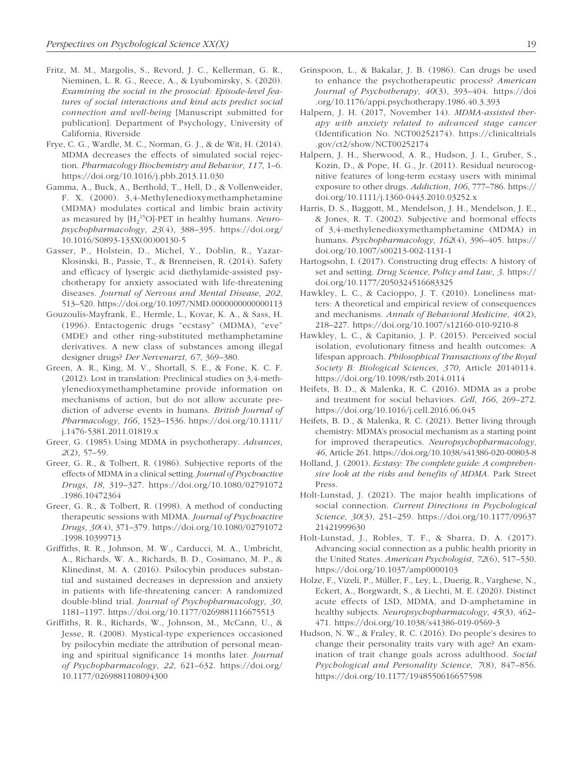Fritz, M. M., Margolis, S., Revord, J. C., Kellerman, G. R., Nieminen, L. R. G., Reece, A., & Lyubomirsky, S. (2020). *Examining the social in the prosocial: Episode-level features of social interactions and kind acts predict social connection and well-being* [Manuscript submitted for publication]. Department of Psychology, University of California, Riverside

Frye, C. G., Wardle, M. C., Norman, G. J., & de Wit, H. (2014). MDMA decreases the effects of simulated social rejection. *Pharmacology Biochemistry and Behavior*, *117*, 1–6. https://doi.org/10.1016/j.pbb.2013.11.030

Gamma, A., Buck, A., Berthold, T., Hell, D., & Vollenweider, F. X. (2000). 3,4-Methylenedioxymethamphetamine (MDMA) modulates cortical and limbic brain activity as measured by [$H_2{}^{15}O$]-PET in healthy humans. *Neuropsychopharmacology*, *23*(4), 388–395. https://doi.org/10.1016/S0893-133X(00)00130-5

Gasser, P., Holstein, D., Michel, Y., Doblin, R., Yazar-Klosinski, B., Passie, T., & Brenneisen, R. (2014). Safety and efficacy of lysergic acid diethylamide-assisted psychotherapy for anxiety associated with life-threatening diseases. *Journal of Nervous and Mental Disease*, *202*, 513–520. https://doi.org/10.1097/NMD.0000000000000113

Gouzoulis-Mayfrank, E., Hermle, L., Kovar, K. A., & Sass, H. (1996). Entactogenic drugs "ecstasy" (MDMA), "eve" (MDE) and other ring-substituted methamphetamine derivatives. A new class of substances among illegal designer drugs? *Der Nervenarzt*, *67*, 369–380.

Green, A. R., King, M. V., Shortall, S. E., & Fone, K. C. F. (2012). Lost in translation: Preclinical studies on 3,4-methylenedioxymethamphetamine provide information on mechanisms of action, but do not allow accurate prediction of adverse events in humans. *British Journal of Pharmacology*, *166*, 1523–1536. https://doi.org/10.1111/j.1476-5381.2011.01819.x

Greer, G. (1985). Using MDMA in psychotherapy. *Advances*, *2*(2), 57–59.

Greer, G. R., & Tolbert, R. (1986). Subjective reports of the effects of MDMA in a clinical setting. *Journal of Psychoactive Drugs*, *18*, 319–327. https://doi.org/10.1080/02791072.1986.10472364

Greer, G. R., & Tolbert, R. (1998). A method of conducting therapeutic sessions with MDMA. *Journal of Psychoactive Drugs*, *30*(4), 371–379. https://doi.org/10.1080/02791072.1998.10399713

Griffiths, R. R., Johnson, M. W., Carducci, M. A., Umbricht, A., Richards, W. A., Richards, B. D., Cosimano, M. P., & Klinedinst, M. A. (2016). Psilocybin produces substantial and sustained decreases in depression and anxiety in patients with life-threatening cancer: A randomized double-blind trial. *Journal of Psychopharmacology*, *30*, 1181–1197. https://doi.org/10.1177/0269881116675513

Griffiths, R. R., Richards, W., Johnson, M., McCann, U., & Jesse, R. (2008). Mystical-type experiences occasioned by psilocybin mediate the attribution of personal meaning and spiritual significance 14 months later. *Journal of Psychopharmacology*, *22*, 621–632. https://doi.org/10.1177/0269881108094300

Grinspoon, L., & Bakalar, J. B. (1986). Can drugs be used to enhance the psychotherapeutic process? *American Journal of Psychotherapy*, *40*(3), 393–404. https://doi.org/10.1176/appi.psychotherapy.1986.40.3.393

Halpern, J. H. (2017, November 14). *MDMA-assisted therapy with anxiety related to advanced stage cancer* (Identification No. NCT00252174). https://clinicaltrials.gov/ct2/show/NCT00252174

Halpern, J. H., Sherwood, A. R., Hudson, J. I., Gruber, S., Kozin, D., & Pope, H. G., Jr. (2011). Residual neurocognitive features of long-term ecstasy users with minimal exposure to other drugs. *Addiction*, *106*, 777–786. https://doi.org/10.1111/j.1360-0443.2010.03252.x

Harris, D. S., Baggott, M., Mendelson, J. H., Mendelson, J. E., & Jones, R. T. (2002). Subjective and hormonal effects of 3,4-methylenedioxymethamphetamine (MDMA) in humans. *Psychopharmacology*, *162*(4), 396–405. https://doi.org/10.1007/s00213-002-1131-1

Hartogsohn, I. (2017). Constructing drug effects: A history of set and setting. *Drug Science, Policy and Law*, *3*. https://doi.org/10.1177/2050324516683325

Hawkley, L. C., & Cacioppo, J. T. (2010). Loneliness matters: A theoretical and empirical review of consequences and mechanisms. *Annals of Behavioral Medicine*, *40*(2), 218–227. https://doi.org/10.1007/s12160-010-9210-8

Hawkley, L. C., & Capitanio, J. P. (2015). Perceived social isolation, evolutionary fitness and health outcomes: A lifespan approach. *Philosophical Transactions of the Royal Society B: Biological Sciences*, *370*, Article 20140114. https://doi.org/10.1098/rstb.2014.0114

Heifets, B. D., & Malenka, R. C. (2016). MDMA as a probe and treatment for social behaviors. *Cell*, *166*, 269–272. https://doi.org/10.1016/j.cell.2016.06.045

Heifets, B. D., & Malenka, R. C. (2021). Better living through chemistry: MDMA's prosocial mechanism as a starting point for improved therapeutics. *Neuropsychopharmacology*, *46*, Article 261. https://doi.org/10.1038/s41386-020-00803-8

Holland, J. (2001). *Ecstasy: The complete guide: A comprehensive look at the risks and benefits of MDMA*. Park Street Press.

Holt-Lunstad, J. (2021). The major health implications of social connection. *Current Directions in Psychological Science*, *30*(3), 251–259. https://doi.org/10.1177/0963721421999630

Holt-Lunstad, J., Robles, T. F., & Sbarra, D. A. (2017). Advancing social connection as a public health priority in the United States. *American Psychologist*, *72*(6), 517–530. https://doi.org/10.1037/amp0000103

Holze, F., Vizeli, P., Müller, F., Ley, L., Duerig, R., Varghese, N., Eckert, A., Borgwardt, S., & Liechti, M. E. (2020). Distinct acute effects of LSD, MDMA, and D-amphetamine in healthy subjects. *Neuropsychopharmacology*, *45*(3), 462–471. https://doi.org/10.1038/s41386-019-0569-3

Hudson, N. W., & Fraley, R. C. (2016). Do people's desires to change their personality traits vary with age? An examination of trait change goals across adulthood. *Social Psychological and Personality Science*, *7*(8), 847–856. https://doi.org/10.1177/1948550616657598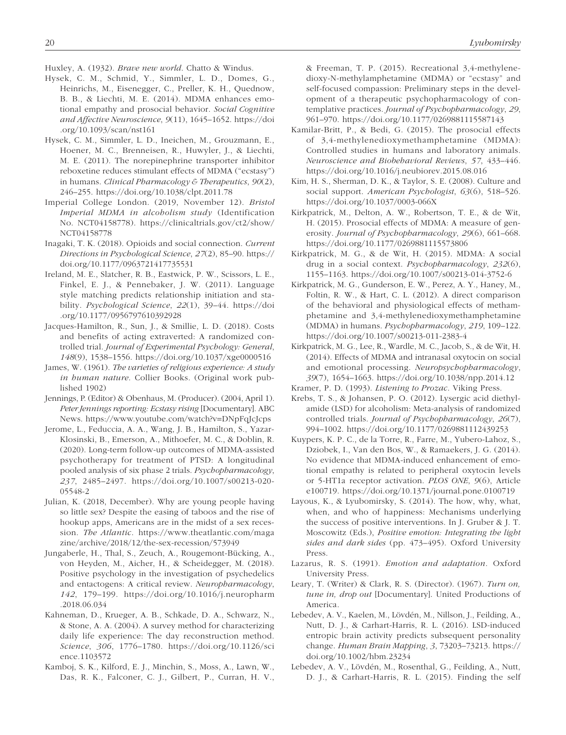Huxley, A. (1932). *Brave new world*. Chatto & Windus.

Hysek, C. M., Schmid, Y., Simmler, L. D., Domes, G., Heinrichs, M., Eisenegger, C., Preller, K. H., Quednow, B. B., & Liechti, M. E. (2014). MDMA enhances emotional empathy and prosocial behavior. *Social Cognitive and Affective Neuroscience*, *9*(11), 1645–1652. https://doi.org/10.1093/scan/nst161

Hysek, C. M., Simmler, L. D., Ineichen, M., Grouzmann, E., Hoener, M. C., Brenneisen, R., Huwyler, J., & Liechti, M. E. (2011). The norepinephrine transporter inhibitor reboxetine reduces stimulant effects of MDMA ("ecstasy") in humans. *Clinical Pharmacology & Therapeutics*, *90*(2), 246–255. https://doi.org/10.1038/clpt.2011.78

Imperial College London. (2019, November 12). *Bristol Imperial MDMA in alcoholism study* (Identification No. NCT04158778). https://clinicaltrials.gov/ct2/show/NCT04158778

Inagaki, T. K. (2018). Opioids and social connection. *Current Directions in Psychological Science*, *27*(2), 85–90. https://doi.org/10.1177/0963721417735531

Ireland, M. E., Slatcher, R. B., Eastwick, P. W., Scissors, L. E., Finkel, E. J., & Pennebaker, J. W. (2011). Language style matching predicts relationship initiation and stability. *Psychological Science*, *22*(1), 39–44. https://doi.org/10.1177/0956797610392928

Jacques-Hamilton, R., Sun, J., & Smillie, L. D. (2018). Costs and benefits of acting extraverted: A randomized controlled trial. *Journal of Experimental Psychology: General*, *148*(9), 1538–1556. https://doi.org/10.1037/xge0000516

James, W. (1961). *The varieties of religious experience: A study in human nature*. Collier Books. (Original work published 1902)

Jennings, P. (Editor) & Obenhaus, M. (Producer). (2004, April 1). *Peter Jennings reporting: Ecstasy rising* [Documentary]. ABC News. https://www.youtube.com/watch?v=DNpFqJcJcps

Jerome, L., Feduccia, A. A., Wang, J. B., Hamilton, S., Yazar-Klosinski, B., Emerson, A., Mithoefer, M. C., & Doblin, R. (2020). Long-term follow-up outcomes of MDMA-assisted psychotherapy for treatment of PTSD: A longitudinal pooled analysis of six phase 2 trials. *Psychopharmacology*, *237*, 2485–2497. https://doi.org/10.1007/s00213-020-05548-2

Julian, K. (2018, December). Why are young people having so little sex? Despite the easing of taboos and the rise of hookup apps, Americans are in the midst of a sex recession. *The Atlantic*. https://www.theatlantic.com/magazine/archive/2018/12/the-sex-recession/573949

Jungaberle, H., Thal, S., Zeuch, A., Rougemont-Bücking, A., von Heyden, M., Aicher, H., & Scheidegger, M. (2018). Positive psychology in the investigation of psychedelics and entactogens: A critical review. *Neuropharmacology*, *142*, 179–199. https://doi.org/10.1016/j.neuropharm.2018.06.034

Kahneman, D., Krueger, A. B., Schkade, D. A., Schwarz, N., & Stone, A. A. (2004). A survey method for characterizing daily life experience: The day reconstruction method. *Science*, *306*, 1776–1780. https://doi.org/10.1126/science.1103572

Kamboj, S. K., Kilford, E. J., Minchin, S., Moss, A., Lawn, W., Das, R. K., Falconer, C. J., Gilbert, P., Curran, H. V., & Freeman, T. P. (2015). Recreational 3,4-methylenedioxy-N-methylamphetamine (MDMA) or "ecstasy" and self-focused compassion: Preliminary steps in the development of a therapeutic psychopharmacology of contemplative practices. *Journal of Psychopharmacology*, *29*, 961–970. https://doi.org/10.1177/0269881115587143

Kamilar-Britt, P., & Bedi, G. (2015). The prosocial effects of 3,4-methylenedioxymethamphetamine (MDMA): Controlled studies in humans and laboratory animals. *Neuroscience and Biobehavioral Reviews*, *57*, 433–446. https://doi.org/10.1016/j.neubiorev.2015.08.016

Kim, H. S., Sherman, D. K., & Taylor, S. E. (2008). Culture and social support. *American Psychologist*, *63*(6), 518–526. https://doi.org/10.1037/0003-066X

Kirkpatrick, M., Delton, A. W., Robertson, T. E., & de Wit, H. (2015). Prosocial effects of MDMA: A measure of generosity. *Journal of Psychopharmacology*, *29*(6), 661–668. https://doi.org/10.1177/0269881115573806

Kirkpatrick, M. G., & de Wit, H. (2015). MDMA: A social drug in a social context. *Psychopharmacology*, *232*(6), 1155–1163. https://doi.org/10.1007/s00213-014-3752-6

Kirkpatrick, M. G., Gunderson, E. W., Perez, A. Y., Haney, M., Foltin, R. W., & Hart, C. L. (2012). A direct comparison of the behavioral and physiological effects of methamphetamine and 3,4-methylenedioxymethamphetamine (MDMA) in humans. *Psychopharmacology*, *219*, 109–122. https://doi.org/10.1007/s00213-011-2383-4

Kirkpatrick, M. G., Lee, R., Wardle, M. C., Jacob, S., & de Wit, H. (2014). Effects of MDMA and intranasal oxytocin on social and emotional processing. *Neuropsychopharmacology*, *39*(7), 1654–1663. https://doi.org/10.1038/npp.2014.12

Kramer, P. D. (1993). *Listening to Prozac*. Viking Press.

Krebs, T. S., & Johansen, P. O. (2012). Lysergic acid diethylamide (LSD) for alcoholism: Meta-analysis of randomized controlled trials. *Journal of Psychopharmacology*, *26*(7), 994–1002. https://doi.org/10.1177/0269881112439253

Kuypers, K. P. C., de la Torre, R., Farre, M., Yubero-Lahoz, S., Dziobek, I., Van den Bos, W., & Ramaekers, J. G. (2014). No evidence that MDMA-induced enhancement of emotional empathy is related to peripheral oxytocin levels or 5-HT1a receptor activation. *PLOS ONE*, *9*(6), Article e100719. https://doi.org/10.1371/journal.pone.0100719

Layous, K., & Lyubomirsky, S. (2014). The how, why, what, when, and who of happiness: Mechanisms underlying the success of positive interventions. In J. Gruber & J. T. Moscowitz (Eds.), *Positive emotion: Integrating the light sides and dark sides* (pp. 473–495). Oxford University Press.

Lazarus, R. S. (1991). *Emotion and adaptation*. Oxford University Press.

Leary, T. (Writer) & Clark, R. S. (Director). (1967). *Turn on, tune in, drop out* [Documentary]. United Productions of America.

Lebedev, A. V., Kaelen, M., Lövdén, M., Nillson, J., Feilding, A., Nutt, D. J., & Carhart-Harris, R. L. (2016). LSD-induced entropic brain activity predicts subsequent personality change. *Human Brain Mapping*, *3*, 73203–73213. https://doi.org/10.1002/hbm.23234

Lebedev, A. V., Lövdén, M., Rosenthal, G., Feilding, A., Nutt, D. J., & Carhart-Harris, R. L. (2015). Finding the self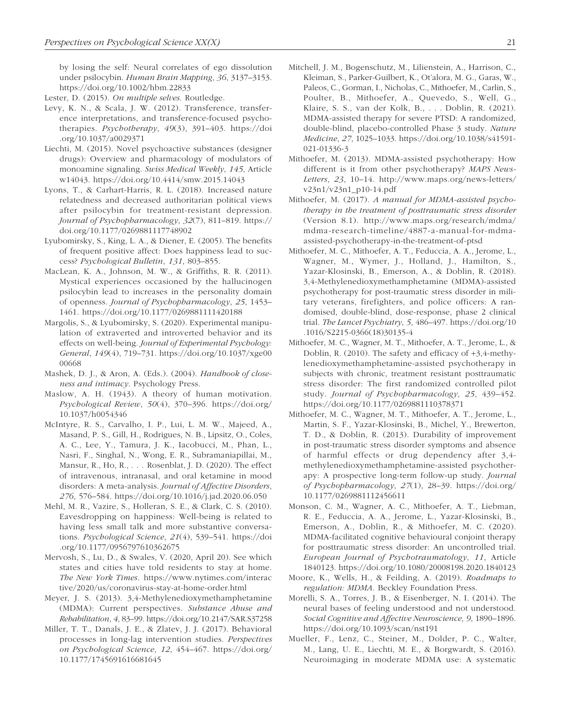by losing the self: Neural correlates of ego dissolution under psilocybin. *Human Brain Mapping*, *36*, 3137–3153. https://doi.org/10.1002/hbm.22833

Lester, D. (2015). *On multiple selves*. Routledge.

Levy, K. N., & Scala, J. W. (2012). Transference, transference interpretations, and transference-focused psychotherapies. *Psychotherapy*, *49*(3), 391–403. https://doi.org/10.1037/a0029371

Liechti, M. (2015). Novel psychoactive substances (designer drugs): Overview and pharmacology of modulators of monoamine signaling. *Swiss Medical Weekly*, *145*, Article w14043. https://doi.org/10.4414/smw.2015.14043

Lyons, T., & Carhart-Harris, R. L. (2018). Increased nature relatedness and decreased authoritarian political views after psilocybin for treatment-resistant depression. *Journal of Psychopharmacology*, *32*(7), 811–819. https://doi.org/10.1177/0269881117748902

Lyubomirsky, S., King, L. A., & Diener, E. (2005). The benefits of frequent positive affect: Does happiness lead to success? *Psychological Bulletin*, *131*, 803–855.

MacLean, K. A., Johnson, M. W., & Griffiths, R. R. (2011). Mystical experiences occasioned by the hallucinogen psilocybin lead to increases in the personality domain of openness. *Journal of Psychopharmacology*, *25*, 1453–1461. https://doi.org/10.1177/0269881111420188

Margolis, S., & Lyubomirsky, S. (2020). Experimental manipulation of extraverted and introverted behavior and its effects on well-being. *Journal of Experimental Psychology: General*, *149*(4), 719–731. https://doi.org/10.1037/xge0000668

Mashek, D. J., & Aron, A. (Eds.). (2004). *Handbook of closeness and intimacy*. Psychology Press.

Maslow, A. H. (1943). A theory of human motivation. *Psychological Review*, *50*(4), 370–396. https://doi.org/10.1037/h0054346

McIntyre, R. S., Carvalho, I. P., Lui, L. M. W., Majeed, A., Masand, P. S., Gill, H., Rodrigues, N. B., Lipsitz, O., Coles, A. C., Lee, Y., Tamura, J. K., Iacobucci, M., Phan, L., Nasri, F., Singhal, N., Wong, E. R., Subramaniapillai, M., Mansur, R., Ho, R., . . . Rosenblat, J. D. (2020). The effect of intravenous, intranasal, and oral ketamine in mood disorders: A meta-analysis. *Journal of Affective Disorders*, *276*, 576–584. https://doi.org/10.1016/j.jad.2020.06.050

Mehl, M. R., Vazire, S., Holleran, S. E., & Clark, C. S. (2010). Eavesdropping on happiness: Well-being is related to having less small talk and more substantive conversations. *Psychological Science*, *21*(4), 539–541. https://doi.org/10.1177/0956797610362675

Mervosh, S., Lu, D., & Swales, V. (2020, April 20). See which states and cities have told residents to stay at home. *The New York Times*. https://www.nytimes.com/interactive/2020/us/coronavirus-stay-at-home-order.html

Meyer, J. S. (2013). 3,4-Methylenedioxymethamphetamine (MDMA): Current perspectives. *Substance Abuse and Rehabilitation*, *4*, 83–99. https://doi.org/10.2147/SAR.S37258

Miller, T. T., Danals, J. E., & Zlatev, J. J. (2017). Behavioral processes in long-lag intervention studies. *Perspectives on Psychological Science*, *12*, 454–467. https://doi.org/10.1177/1745691616681645

Mitchell, J. M., Bogenschutz, M., Lilienstein, A., Harrison, C., Kleiman, S., Parker-Guilbert, K., Ot'alora, M. G., Garas, W., Paleos, C., Gorman, I., Nicholas, C., Mithoefer, M., Carlin, S., Poulter, B., Mithoefer, A., Quevedo, S., Well, G., Klaire, S. S., van der Kolk, B., . . . Doblin, R. (2021). MDMA-assisted therapy for severe PTSD: A randomized, double-blind, placebo-controlled Phase 3 study. *Nature Medicine*, *27*, 1025–1033. https://doi.org/10.1038/s41591-021-01336-3

Mithoefer, M. (2013). MDMA-assisted psychotherapy: How different is it from other psychotherapy? *MAPS News-Letters*, *23*, 10–14. http://www.maps.org/news-letters/v23n1/v23n1_p10-14.pdf

Mithoefer, M. (2017). *A manual for MDMA-assisted psychotherapy in the treatment of posttraumatic stress disorder* (Version 8.1). http://www.maps.org/research/mdma/mdma-research-timeline/4887-a-manual-for-mdma-assisted-psychotherapy-in-the-treatment-of-ptsd

Mithoefer, M. C., Mithoefer, A. T., Feduccia, A. A., Jerome, L., Wagner, M., Wymer, J., Holland, J., Hamilton, S., Yazar-Klosinski, B., Emerson, A., & Doblin, R. (2018). 3,4-Methylenedioxymethamphetamine (MDMA)-assisted psychotherapy for post-traumatic stress disorder in military veterans, firefighters, and police officers: A randomised, double-blind, dose-response, phase 2 clinical trial. *The Lancet Psychiatry*, *5*, 486–497. https://doi.org/10.1016/S2215-0366(18)30135-4

Mithoefer, M. C., Wagner, M. T., Mithoefer, A. T., Jerome, L., & Doblin, R. (2010). The safety and efficacy of +3,4-methylenedioxymethamphetamine-assisted psychotherapy in subjects with chronic, treatment resistant posttraumatic stress disorder: The first randomized controlled pilot study. *Journal of Psychopharmacology*, *25*, 439–452. https://doi.org/10.1177/0269881110378371

Mithoefer, M. C., Wagner, M. T., Mithoefer, A. T., Jerome, L., Martin, S. F., Yazar-Klosinski, B., Michel, Y., Brewerton, T. D., & Doblin, R. (2013). Durability of improvement in post-traumatic stress disorder symptoms and absence of harmful effects or drug dependency after 3,4-methylenedioxymethamphetamine-assisted psychotherapy: A prospective long-term follow-up study. *Journal of Psychopharmacology*, *27*(1), 28–39. https://doi.org/10.1177/0269881112456611

Monson, C. M., Wagner, A. C., Mithoefer, A. T., Liebman, R. E., Feduccia, A. A., Jerome, L., Yazar-Klosinski, B., Emerson, A., Doblin, R., & Mithoefer, M. C. (2020). MDMA-facilitated cognitive behavioural conjoint therapy for posttraumatic stress disorder: An uncontrolled trial. *European Journal of Psychotraumatology*, *11*, Article 1840123. https://doi.org/10.1080/20008198.2020.1840123

Moore, K., Wells, H., & Feilding, A. (2019). *Roadmaps to regulation: MDMA*. Beckley Foundation Press.

Morelli, S. A., Torres, J. B., & Eisenberger, N. I. (2014). The neural bases of feeling understood and not understood. *Social Cognitive and Affective Neuroscience*, *9*, 1890–1896. https://doi.org/10.1093/scan/nst191

Mueller, F., Lenz, C., Steiner, M., Dolder, P. C., Walter, M., Lang, U. E., Liechti, M. E., & Borgwardt, S. (2016). Neuroimaging in moderate MDMA use: A systematic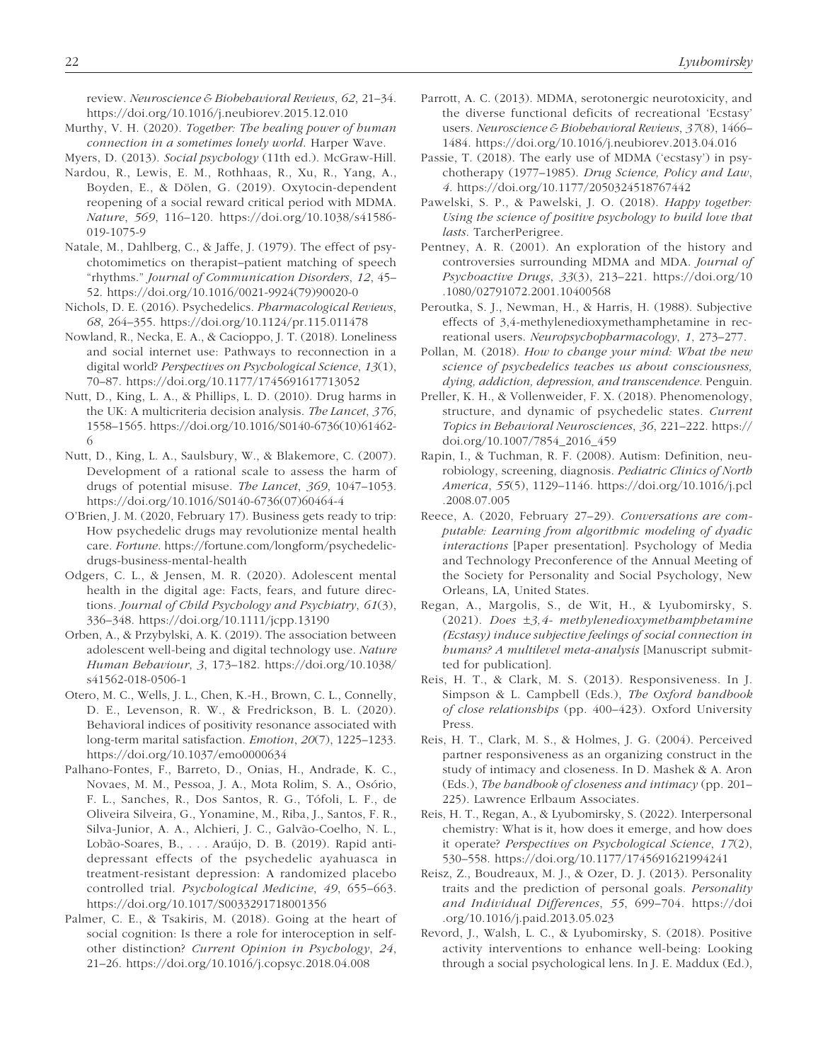review. *Neuroscience & Biobehavioral Reviews*, *62*, 21–34. https://doi.org/10.1016/j.neubiorev.2015.12.010

Murthy, V. H. (2020). *Together: The healing power of human connection in a sometimes lonely world*. Harper Wave.

Myers, D. (2013). *Social psychology* (11th ed.). McGraw-Hill.

Nardou, R., Lewis, E. M., Rothhaas, R., Xu, R., Yang, A., Boyden, E., & Dölen, G. (2019). Oxytocin-dependent reopening of a social reward critical period with MDMA. *Nature*, *569*, 116–120. https://doi.org/10.1038/s41586-019-1075-9

Natale, M., Dahlberg, C., & Jaffe, J. (1979). The effect of psychotomimetics on therapist–patient matching of speech "rhythms." *Journal of Communication Disorders*, *12*, 45–52. https://doi.org/10.1016/0021-9924(79)90020-0

Nichols, D. E. (2016). Psychedelics. *Pharmacological Reviews*, *68*, 264–355. https://doi.org/10.1124/pr.115.011478

Nowland, R., Necka, E. A., & Cacioppo, J. T. (2018). Loneliness and social internet use: Pathways to reconnection in a digital world? *Perspectives on Psychological Science*, *13*(1), 70–87. https://doi.org/10.1177/1745691617713052

Nutt, D., King, L. A., & Phillips, L. D. (2010). Drug harms in the UK: A multicriteria decision analysis. *The Lancet*, *376*, 1558–1565. https://doi.org/10.1016/S0140-6736(10)61462-6

Nutt, D., King, L. A., Saulsbury, W., & Blakemore, C. (2007). Development of a rational scale to assess the harm of drugs of potential misuse. *The Lancet*, *369*, 1047–1053. https://doi.org/10.1016/S0140-6736(07)60464-4

O'Brien, J. M. (2020, February 17). Business gets ready to trip: How psychedelic drugs may revolutionize mental health care. *Fortune*. https://fortune.com/longform/psychedelic-drugs-business-mental-health

Odgers, C. L., & Jensen, M. R. (2020). Adolescent mental health in the digital age: Facts, fears, and future directions. *Journal of Child Psychology and Psychiatry*, *61*(3), 336–348. https://doi.org/10.1111/jcpp.13190

Orben, A., & Przybylski, A. K. (2019). The association between adolescent well-being and digital technology use. *Nature Human Behaviour*, *3*, 173–182. https://doi.org/10.1038/s41562-018-0506-1

Otero, M. C., Wells, J. L., Chen, K.-H., Brown, C. L., Connelly, D. E., Levenson, R. W., & Fredrickson, B. L. (2020). Behavioral indices of positivity resonance associated with long-term marital satisfaction. *Emotion*, *20*(7), 1225–1233. https://doi.org/10.1037/emo0000634

Palhano-Fontes, F., Barreto, D., Onias, H., Andrade, K. C., Novaes, M. M., Pessoa, J. A., Mota Rolim, S. A., Osório, F. L., Sanches, R., Dos Santos, R. G., Tófoli, L. F., de Oliveira Silveira, G., Yonamine, M., Riba, J., Santos, F. R., Silva-Junior, A. A., Alchieri, J. C., Galvão-Coelho, N. L., Lobão-Soares, B., . . . Araújo, D. B. (2019). Rapid antidepressant effects of the psychedelic ayahuasca in treatment-resistant depression: A randomized placebo controlled trial. *Psychological Medicine*, *49*, 655–663. https://doi.org/10.1017/S0033291718001356

Palmer, C. E., & Tsakiris, M. (2018). Going at the heart of social cognition: Is there a role for interoception in self-other distinction? *Current Opinion in Psychology*, *24*, 21–26. https://doi.org/10.1016/j.copsyc.2018.04.008

Parrott, A. C. (2013). MDMA, serotonergic neurotoxicity, and the diverse functional deficits of recreational 'Ecstasy' users. *Neuroscience & Biobehavioral Reviews*, *37*(8), 1466–1484. https://doi.org/10.1016/j.neubiorev.2013.04.016

Passie, T. (2018). The early use of MDMA ('ecstasy') in psychotherapy (1977–1985). *Drug Science, Policy and Law*, *4*. https://doi.org/10.1177/2050324518767442

Pawelski, S. P., & Pawelski, J. O. (2018). *Happy together: Using the science of positive psychology to build love that lasts*. TarcherPerigree.

Pentney, A. R. (2001). An exploration of the history and controversies surrounding MDMA and MDA. *Journal of Psychoactive Drugs*, *33*(3), 213–221. https://doi.org/10.1080/02791072.2001.10400568

Peroutka, S. J., Newman, H., & Harris, H. (1988). Subjective effects of 3,4-methylenedioxymethamphetamine in recreational users. *Neuropsychopharmacology*, *1*, 273–277.

Pollan, M. (2018). *How to change your mind: What the new science of psychedelics teaches us about consciousness, dying, addiction, depression, and transcendence*. Penguin.

Preller, K. H., & Vollenweider, F. X. (2018). Phenomenology, structure, and dynamic of psychedelic states. *Current Topics in Behavioral Neurosciences*, *36*, 221–222. https://doi.org/10.1007/7854_2016_459

Rapin, I., & Tuchman, R. F. (2008). Autism: Definition, neurobiology, screening, diagnosis. *Pediatric Clinics of North America*, *55*(5), 1129–1146. https://doi.org/10.1016/j.pcl.2008.07.005

Reece, A. (2020, February 27–29). *Conversations are computable: Learning from algorithmic modeling of dyadic interactions* [Paper presentation]. Psychology of Media and Technology Preconference of the Annual Meeting of the Society for Personality and Social Psychology, New Orleans, LA, United States.

Regan, A., Margolis, S., de Wit, H., & Lyubomirsky, S. (2021). *Does ±3,4- methylenedioxymethamphetamine (Ecstasy) induce subjective feelings of social connection in humans? A multilevel meta-analysis* [Manuscript submitted for publication].

Reis, H. T., & Clark, M. S. (2013). Responsiveness. In J. Simpson & L. Campbell (Eds.), *The Oxford handbook of close relationships* (pp. 400–423). Oxford University Press.

Reis, H. T., Clark, M. S., & Holmes, J. G. (2004). Perceived partner responsiveness as an organizing construct in the study of intimacy and closeness. In D. Mashek & A. Aron (Eds.), *The handbook of closeness and intimacy* (pp. 201–225). Lawrence Erlbaum Associates.

Reis, H. T., Regan, A., & Lyubomirsky, S. (2022). Interpersonal chemistry: What is it, how does it emerge, and how does it operate? *Perspectives on Psychological Science*, *17*(2), 530–558. https://doi.org/10.1177/1745691621994241

Reisz, Z., Boudreaux, M. J., & Ozer, D. J. (2013). Personality traits and the prediction of personal goals. *Personality and Individual Differences*, *55*, 699–704. https://doi.org/10.1016/j.paid.2013.05.023

Revord, J., Walsh, L. C., & Lyubomirsky, S. (2018). Positive activity interventions to enhance well-being: Looking through a social psychological lens. In J. E. Maddux (Ed.),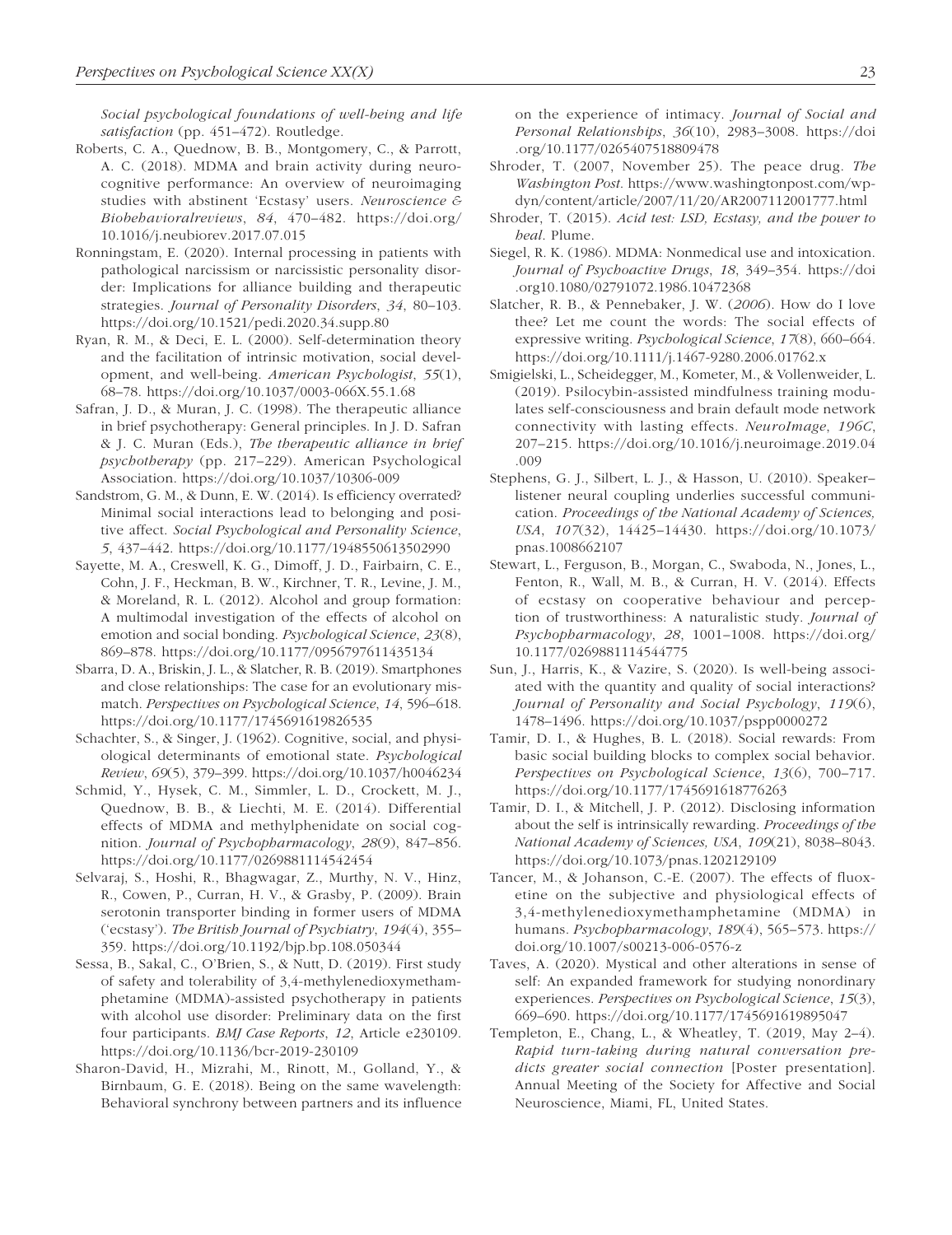*Social psychological foundations of well-being and life satisfaction* (pp. 451–472). Routledge.

Roberts, C. A., Quednow, B. B., Montgomery, C., & Parrott, A. C. (2018). MDMA and brain activity during neurocognitive performance: An overview of neuroimaging studies with abstinent 'Ecstasy' users. *Neuroscience & Biobehavioralreviews*, *84*, 470–482. https://doi.org/10.1016/j.neubiorev.2017.07.015

Ronningstam, E. (2020). Internal processing in patients with pathological narcissism or narcissistic personality disorder: Implications for alliance building and therapeutic strategies. *Journal of Personality Disorders*, *34*, 80–103. https://doi.org/10.1521/pedi.2020.34.supp.80

Ryan, R. M., & Deci, E. L. (2000). Self-determination theory and the facilitation of intrinsic motivation, social development, and well-being. *American Psychologist*, *55*(1), 68–78. https://doi.org/10.1037/0003-066X.55.1.68

Safran, J. D., & Muran, J. C. (1998). The therapeutic alliance in brief psychotherapy: General principles. In J. D. Safran & J. C. Muran (Eds.), *The therapeutic alliance in brief psychotherapy* (pp. 217–229). American Psychological Association. https://doi.org/10.1037/10306-009

Sandstrom, G. M., & Dunn, E. W. (2014). Is efficiency overrated? Minimal social interactions lead to belonging and positive affect. *Social Psychological and Personality Science*, *5*, 437–442. https://doi.org/10.1177/1948550613502990

Sayette, M. A., Creswell, K. G., Dimoff, J. D., Fairbairn, C. E., Cohn, J. F., Heckman, B. W., Kirchner, T. R., Levine, J. M., & Moreland, R. L. (2012). Alcohol and group formation: A multimodal investigation of the effects of alcohol on emotion and social bonding. *Psychological Science*, *23*(8), 869–878. https://doi.org/10.1177/0956797611435134

Sbarra, D. A., Briskin, J. L., & Slatcher, R. B. (2019). Smartphones and close relationships: The case for an evolutionary mismatch. *Perspectives on Psychological Science*, *14*, 596–618. https://doi.org/10.1177/1745691619826535

Schachter, S., & Singer, J. (1962). Cognitive, social, and physiological determinants of emotional state. *Psychological Review*, *69*(5), 379–399. https://doi.org/10.1037/h0046234

Schmid, Y., Hysek, C. M., Simmler, L. D., Crockett, M. J., Quednow, B. B., & Liechti, M. E. (2014). Differential effects of MDMA and methylphenidate on social cognition. *Journal of Psychopharmacology*, *28*(9), 847–856. https://doi.org/10.1177/0269881114542454

Selvaraj, S., Hoshi, R., Bhagwagar, Z., Murthy, N. V., Hinz, R., Cowen, P., Curran, H. V., & Grasby, P. (2009). Brain serotonin transporter binding in former users of MDMA ('ecstasy'). *The British Journal of Psychiatry*, *194*(4), 355–359. https://doi.org/10.1192/bjp.bp.108.050344

Sessa, B., Sakal, C., O'Brien, S., & Nutt, D. (2019). First study of safety and tolerability of 3,4-methylenedioxymethamphetamine (MDMA)-assisted psychotherapy in patients with alcohol use disorder: Preliminary data on the first four participants. *BMJ Case Reports*, *12*, Article e230109. https://doi.org/10.1136/bcr-2019-230109

Sharon-David, H., Mizrahi, M., Rinott, M., Golland, Y., & Birnbaum, G. E. (2018). Being on the same wavelength: Behavioral synchrony between partners and its influence on the experience of intimacy. *Journal of Social and Personal Relationships*, *36*(10), 2983–3008. https://doi.org/10.1177/0265407518809478

Shroder, T. (2007, November 25). The peace drug. *The Washington Post*. https://www.washingtonpost.com/wp-dyn/content/article/2007/11/20/AR2007112001777.html

Shroder, T. (2015). *Acid test: LSD, Ecstasy, and the power to heal*. Plume.

Siegel, R. K. (1986). MDMA: Nonmedical use and intoxication. *Journal of Psychoactive Drugs*, *18*, 349–354. https://doi.org10.1080/02791072.1986.10472368

Slatcher, R. B., & Pennebaker, J. W. (*2006*). How do I love thee? Let me count the words: The social effects of expressive writing. *Psychological Science*, *17*(8), 660–664. https://doi.org/10.1111/j.1467-9280.2006.01762.x

Smigielski, L., Scheidegger, M., Kometer, M., & Vollenweider, L. (2019). Psilocybin-assisted mindfulness training modulates self-consciousness and brain default mode network connectivity with lasting effects. *NeuroImage*, *196C*, 207–215. https://doi.org/10.1016/j.neuroimage.2019.04.009

Stephens, G. J., Silbert, L. J., & Hasson, U. (2010). Speaker–listener neural coupling underlies successful communication. *Proceedings of the National Academy of Sciences, USA*, *107*(32), 14425–14430. https://doi.org/10.1073/pnas.1008662107

Stewart, L., Ferguson, B., Morgan, C., Swaboda, N., Jones, L., Fenton, R., Wall, M. B., & Curran, H. V. (2014). Effects of ecstasy on cooperative behaviour and perception of trustworthiness: A naturalistic study. *Journal of Psychopharmacology*, *28*, 1001–1008. https://doi.org/10.1177/0269881114544775

Sun, J., Harris, K., & Vazire, S. (2020). Is well-being associated with the quantity and quality of social interactions? *Journal of Personality and Social Psychology*, *119*(6), 1478–1496. https://doi.org/10.1037/pspp0000272

Tamir, D. I., & Hughes, B. L. (2018). Social rewards: From basic social building blocks to complex social behavior. *Perspectives on Psychological Science*, *13*(6), 700–717. https://doi.org/10.1177/1745691618776263

Tamir, D. I., & Mitchell, J. P. (2012). Disclosing information about the self is intrinsically rewarding. *Proceedings of the National Academy of Sciences, USA*, *109*(21), 8038–8043. https://doi.org/10.1073/pnas.1202129109

Tancer, M., & Johanson, C.-E. (2007). The effects of fluoxetine on the subjective and physiological effects of 3,4-methylenedioxymethamphetamine (MDMA) in humans. *Psychopharmacology*, *189*(4), 565–573. https://doi.org/10.1007/s00213-006-0576-z

Taves, A. (2020). Mystical and other alterations in sense of self: An expanded framework for studying nonordinary experiences. *Perspectives on Psychological Science*, *15*(3), 669–690. https://doi.org/10.1177/1745691619895047

Templeton, E., Chang, L., & Wheatley, T. (2019, May 2–4). *Rapid turn-taking during natural conversation predicts greater social connection* [Poster presentation]. Annual Meeting of the Society for Affective and Social Neuroscience, Miami, FL, United States.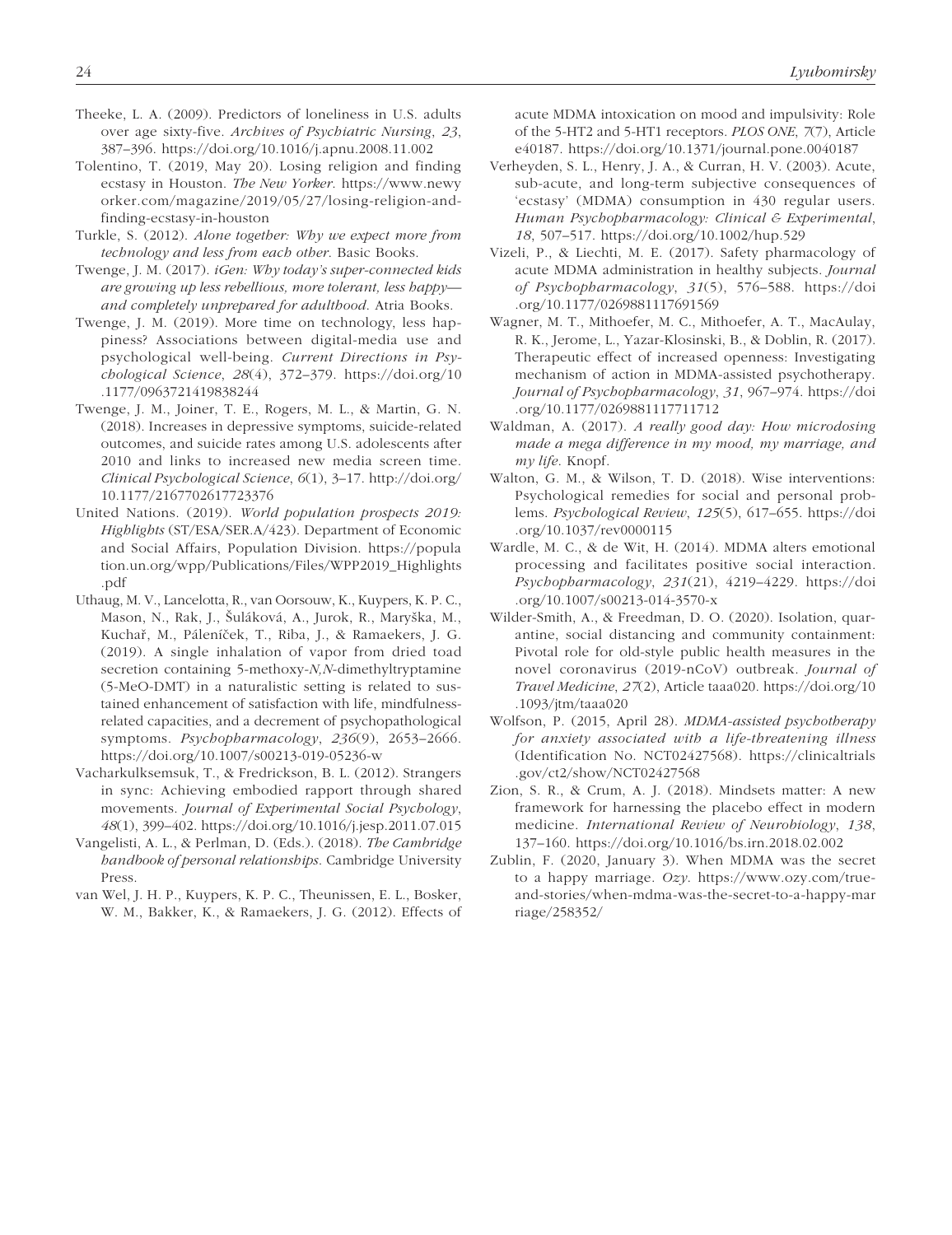Theeke, L. A. (2009). Predictors of loneliness in U.S. adults over age sixty-five. *Archives of Psychiatric Nursing*, *23*, 387–396. https://doi.org/10.1016/j.apnu.2008.11.002

Tolentino, T. (2019, May 20). Losing religion and finding ecstasy in Houston. *The New Yorker*. https://www.newyorker.com/magazine/2019/05/27/losing-religion-and-finding-ecstasy-in-houston

Turkle, S. (2012). *Alone together: Why we expect more from technology and less from each other*. Basic Books.

Twenge, J. M. (2017). *iGen: Why today's super-connected kids are growing up less rebellious, more tolerant, less happy—and completely unprepared for adulthood*. Atria Books.

Twenge, J. M. (2019). More time on technology, less happiness? Associations between digital-media use and psychological well-being. *Current Directions in Psychological Science*, *28*(4), 372–379. https://doi.org/10.1177/0963721419838244

Twenge, J. M., Joiner, T. E., Rogers, M. L., & Martin, G. N. (2018). Increases in depressive symptoms, suicide-related outcomes, and suicide rates among U.S. adolescents after 2010 and links to increased new media screen time. *Clinical Psychological Science*, *6*(1), 3–17. http://doi.org/10.1177/2167702617723376

United Nations. (2019). *World population prospects 2019: Highlights* (ST/ESA/SER.A/423). Department of Economic and Social Affairs, Population Division. https://population.un.org/wpp/Publications/Files/WPP2019_Highlights.pdf

Uthaug, M. V., Lancelotta, R., van Oorsouw, K., Kuypers, K. P. C., Mason, N., Rak, J., Šuláková, A., Jurok, R., Maryška, M., Kuchař, M., Páleníček, T., Riba, J., & Ramaekers, J. G. (2019). A single inhalation of vapor from dried toad secretion containing 5-methoxy-*N,N*-dimethyltryptamine (5-MeO-DMT) in a naturalistic setting is related to sustained enhancement of satisfaction with life, mindfulness-related capacities, and a decrement of psychopathological symptoms. *Psychopharmacology*, *236*(9), 2653–2666. https://doi.org/10.1007/s00213-019-05236-w

Vacharkulksemsuk, T., & Fredrickson, B. L. (2012). Strangers in sync: Achieving embodied rapport through shared movements. *Journal of Experimental Social Psychology*, *48*(1), 399–402. https://doi.org/10.1016/j.jesp.2011.07.015

Vangelisti, A. L., & Perlman, D. (Eds.). (2018). *The Cambridge handbook of personal relationships*. Cambridge University Press.

van Wel, J. H. P., Kuypers, K. P. C., Theunissen, E. L., Bosker, W. M., Bakker, K., & Ramaekers, J. G. (2012). Effects of acute MDMA intoxication on mood and impulsivity: Role of the 5-HT2 and 5-HT1 receptors. *PLOS ONE*, *7*(7), Article e40187. https://doi.org/10.1371/journal.pone.0040187

Verheyden, S. L., Henry, J. A., & Curran, H. V. (2003). Acute, sub-acute, and long-term subjective consequences of 'ecstasy' (MDMA) consumption in 430 regular users. *Human Psychopharmacology: Clinical & Experimental*, *18*, 507–517. https://doi.org/10.1002/hup.529

Vizeli, P., & Liechti, M. E. (2017). Safety pharmacology of acute MDMA administration in healthy subjects. *Journal of Psychopharmacology*, *31*(5), 576–588. https://doi.org/10.1177/0269881117691569

Wagner, M. T., Mithoefer, M. C., Mithoefer, A. T., MacAulay, R. K., Jerome, L., Yazar-Klosinski, B., & Doblin, R. (2017). Therapeutic effect of increased openness: Investigating mechanism of action in MDMA-assisted psychotherapy. *Journal of Psychopharmacology*, *31*, 967–974. https://doi.org/10.1177/0269881117711712

Waldman, A. (2017). *A really good day: How microdosing made a mega difference in my mood, my marriage, and my life*. Knopf.

Walton, G. M., & Wilson, T. D. (2018). Wise interventions: Psychological remedies for social and personal problems. *Psychological Review*, *125*(5), 617–655. https://doi.org/10.1037/rev0000115

Wardle, M. C., & de Wit, H. (2014). MDMA alters emotional processing and facilitates positive social interaction. *Psychopharmacology*, *231*(21), 4219–4229. https://doi.org/10.1007/s00213-014-3570-x

Wilder-Smith, A., & Freedman, D. O. (2020). Isolation, quarantine, social distancing and community containment: Pivotal role for old-style public health measures in the novel coronavirus (2019-nCoV) outbreak. *Journal of Travel Medicine*, *27*(2), Article taaa020. https://doi.org/10.1093/jtm/taaa020

Wolfson, P. (2015, April 28). *MDMA-assisted psychotherapy for anxiety associated with a life-threatening illness* (Identification No. NCT02427568). https://clinicaltrials.gov/ct2/show/NCT02427568

Zion, S. R., & Crum, A. J. (2018). Mindsets matter: A new framework for harnessing the placebo effect in modern medicine. *International Review of Neurobiology*, *138*, 137–160. https://doi.org/10.1016/bs.irn.2018.02.002

Zublin, F. (2020, January 3). When MDMA was the secret to a happy marriage. *Ozy*. https://www.ozy.com/true-and-stories/when-mdma-was-the-secret-to-a-happy-marriage/258352/